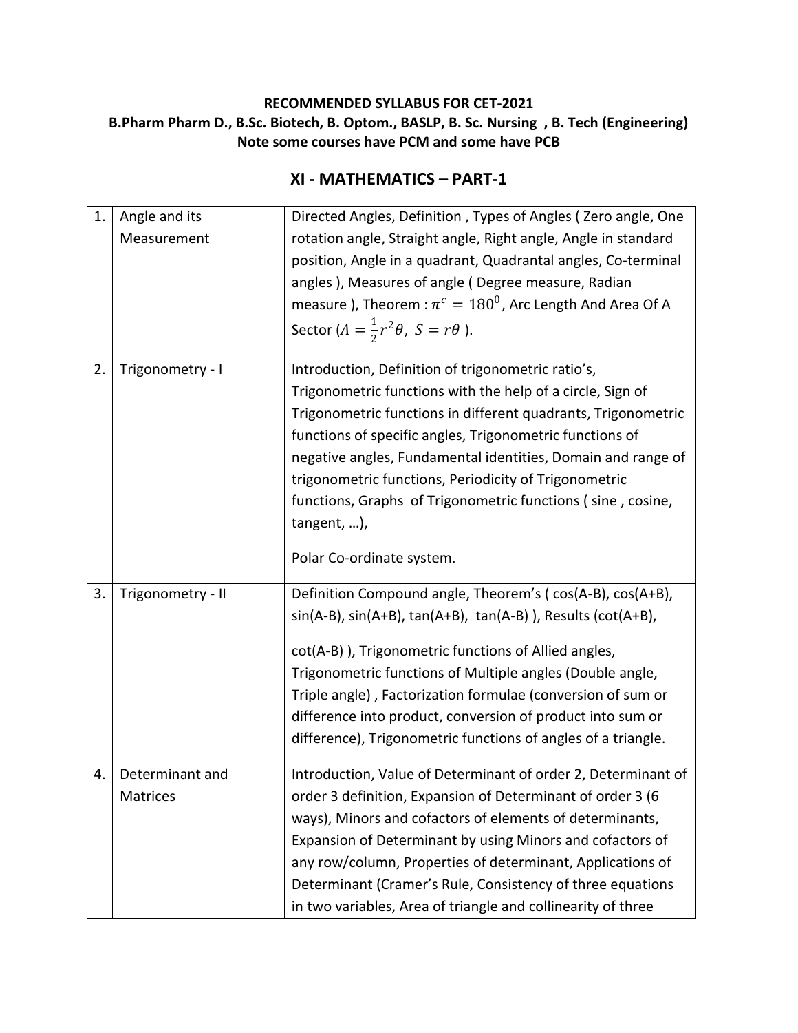**RECOMMENDED SYLLABUS FOR CET-2021**

**B.Pharm Pharm D., B.Sc. Biotech, B. Optom., BASLP, B. Sc. Nursing , B. Tech (Engineering)**

**Note some courses have PCM and some have PCB**

## XI - MATHEMATICS – PART-1

| | | |
|---|---|---|
| 1. | Angle and its Measurement | Directed Angles, Definition , Types of Angles ( Zero angle, One rotation angle, Straight angle, Right angle, Angle in standard position, Angle in a quadrant, Quadrantal angles, Co-terminal angles ), Measures of angle ( Degree measure, Radian measure ), Theorem : $\pi^c = 180^0$, Arc Length And Area Of A Sector ($A = \frac{1}{2}r^2\theta,\ S = r\theta$ ). |
| 2. | Trigonometry - I | Introduction, Definition of trigonometric ratio's, Trigonometric functions with the help of a circle, Sign of Trigonometric functions in different quadrants, Trigonometric functions of specific angles, Trigonometric functions of negative angles, Fundamental identities, Domain and range of trigonometric functions, Periodicity of Trigonometric functions, Graphs of Trigonometric functions ( sine , cosine, tangent, …), Polar Co-ordinate system. |
| 3. | Trigonometry - II | Definition Compound angle, Theorem's ( cos(A-B), cos(A+B), sin(A-B), sin(A+B), tan(A+B), tan(A-B) ), Results (cot(A+B), cot(A-B) ), Trigonometric functions of Allied angles, Trigonometric functions of Multiple angles (Double angle, Triple angle) , Factorization formulae (conversion of sum or difference into product, conversion of product into sum or difference), Trigonometric functions of angles of a triangle. |
| 4. | Determinant and Matrices | Introduction, Value of Determinant of order 2, Determinant of order 3 definition, Expansion of Determinant of order 3 (6 ways), Minors and cofactors of elements of determinants, Expansion of Determinant by using Minors and cofactors of any row/column, Properties of determinant, Applications of Determinant (Cramer's Rule, Consistency of three equations in two variables, Area of triangle and collinearity of three |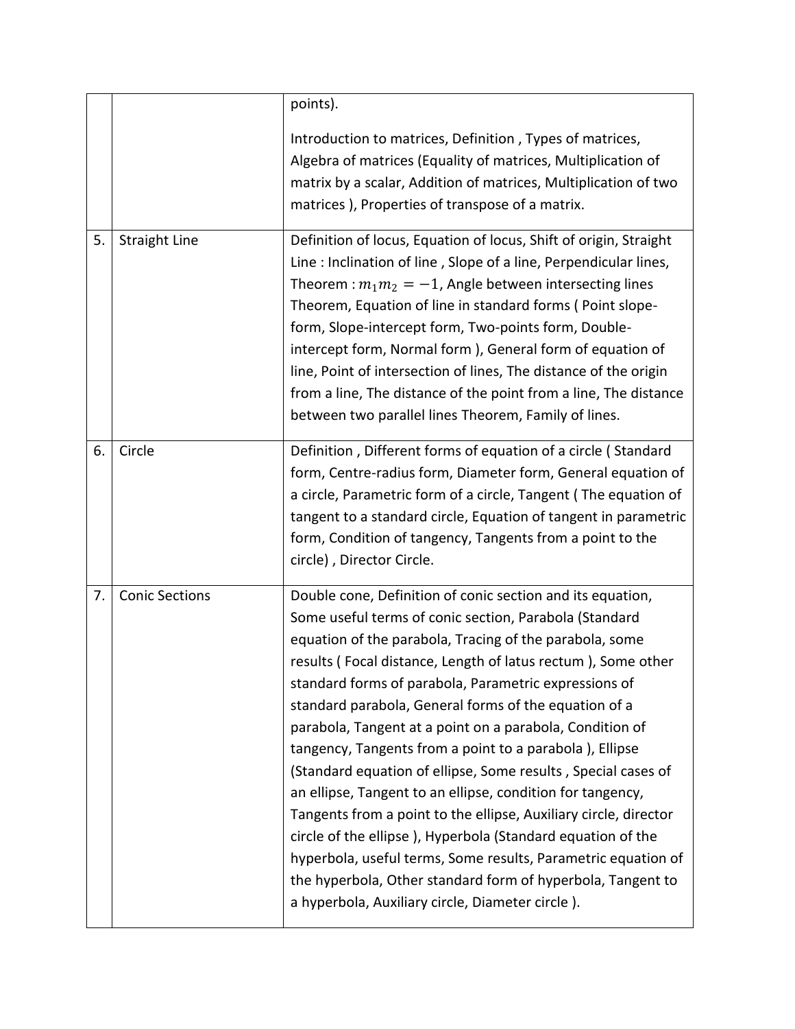|  |  |  |
| --- | --- | --- |
|  |  | points).<br><br>Introduction to matrices, Definition , Types of matrices, Algebra of matrices (Equality of matrices, Multiplication of matrix by a scalar, Addition of matrices, Multiplication of two matrices ), Properties of transpose of a matrix. |
| 5. | Straight Line | Definition of locus, Equation of locus, Shift of origin, Straight Line : Inclination of line , Slope of a line, Perpendicular lines, Theorem : $m_1 m_2 = -1$, Angle between intersecting lines Theorem, Equation of line in standard forms ( Point slope-form, Slope-intercept form, Two-points form, Double-intercept form, Normal form ), General form of equation of line, Point of intersection of lines, The distance of the origin from a line, The distance of the point from a line, The distance between two parallel lines Theorem, Family of lines. |
| 6. | Circle | Definition , Different forms of equation of a circle ( Standard form, Centre-radius form, Diameter form, General equation of a circle, Parametric form of a circle, Tangent ( The equation of tangent to a standard circle, Equation of tangent in parametric form, Condition of tangency, Tangents from a point to the circle) , Director Circle. |
| 7. | Conic Sections | Double cone, Definition of conic section and its equation, Some useful terms of conic section, Parabola (Standard equation of the parabola, Tracing of the parabola, some results ( Focal distance, Length of latus rectum ), Some other standard forms of parabola, Parametric expressions of standard parabola, General forms of the equation of a parabola, Tangent at a point on a parabola, Condition of tangency, Tangents from a point to a parabola ), Ellipse (Standard equation of ellipse, Some results , Special cases of an ellipse, Tangent to an ellipse, condition for tangency, Tangents from a point to the ellipse, Auxiliary circle, director circle of the ellipse ), Hyperbola (Standard equation of the hyperbola, useful terms, Some results, Parametric equation of the hyperbola, Other standard form of hyperbola, Tangent to a hyperbola, Auxiliary circle, Diameter circle ). |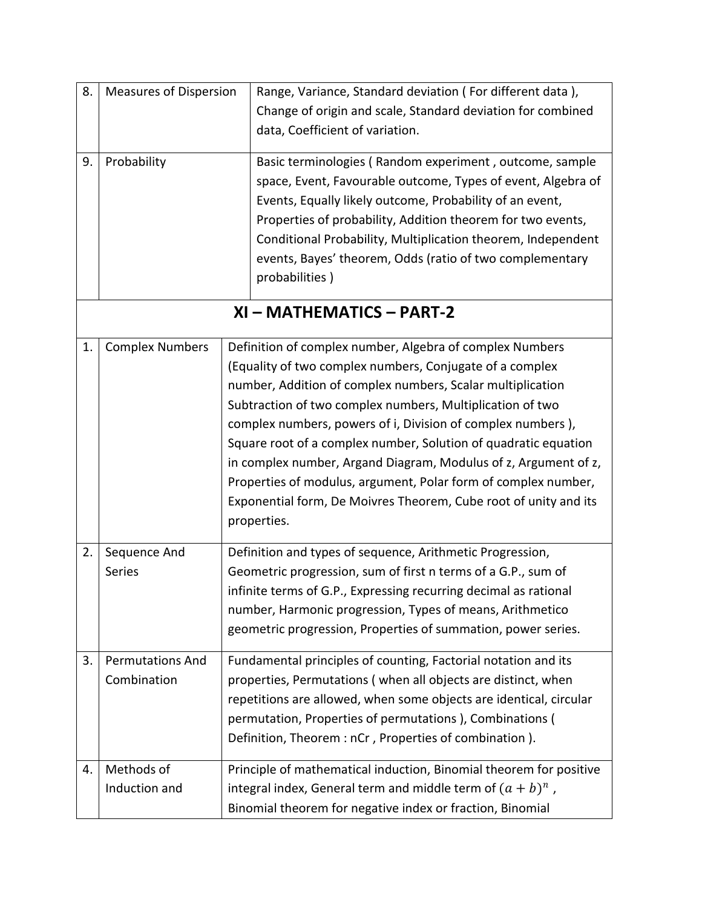| | | |
|---|---|---|
| 8. | Measures of Dispersion | Range, Variance, Standard deviation ( For different data ), Change of origin and scale, Standard deviation for combined data, Coefficient of variation. |
| 9. | Probability | Basic terminologies ( Random experiment , outcome, sample space, Event, Favourable outcome, Types of event, Algebra of Events, Equally likely outcome, Probability of an event, Properties of probability, Addition theorem for two events, Conditional Probability, Multiplication theorem, Independent events, Bayes' theorem, Odds (ratio of two complementary probabilities ) |

## XI – MATHEMATICS – PART-2

| | | |
|---|---|---|
| 1. | Complex Numbers | Definition of complex number, Algebra of complex Numbers (Equality of two complex numbers, Conjugate of a complex number, Addition of complex numbers, Scalar multiplication Subtraction of two complex numbers, Multiplication of two complex numbers, powers of i, Division of complex numbers ), Square root of a complex number, Solution of quadratic equation in complex number, Argand Diagram, Modulus of z, Argument of z, Properties of modulus, argument, Polar form of complex number, Exponential form, De Moivres Theorem, Cube root of unity and its properties. |
| 2. | Sequence And Series | Definition and types of sequence, Arithmetic Progression, Geometric progression, sum of first n terms of a G.P., sum of infinite terms of G.P., Expressing recurring decimal as rational number, Harmonic progression, Types of means, Arithmetico geometric progression, Properties of summation, power series. |
| 3. | Permutations And Combination | Fundamental principles of counting, Factorial notation and its properties, Permutations ( when all objects are distinct, when repetitions are allowed, when some objects are identical, circular permutation, Properties of permutations ), Combinations ( Definition, Theorem : nCr , Properties of combination ). |
| 4. | Methods of Induction and | Principle of mathematical induction, Binomial theorem for positive integral index, General term and middle term of $(a + b)^n$ , Binomial theorem for negative index or fraction, Binomial |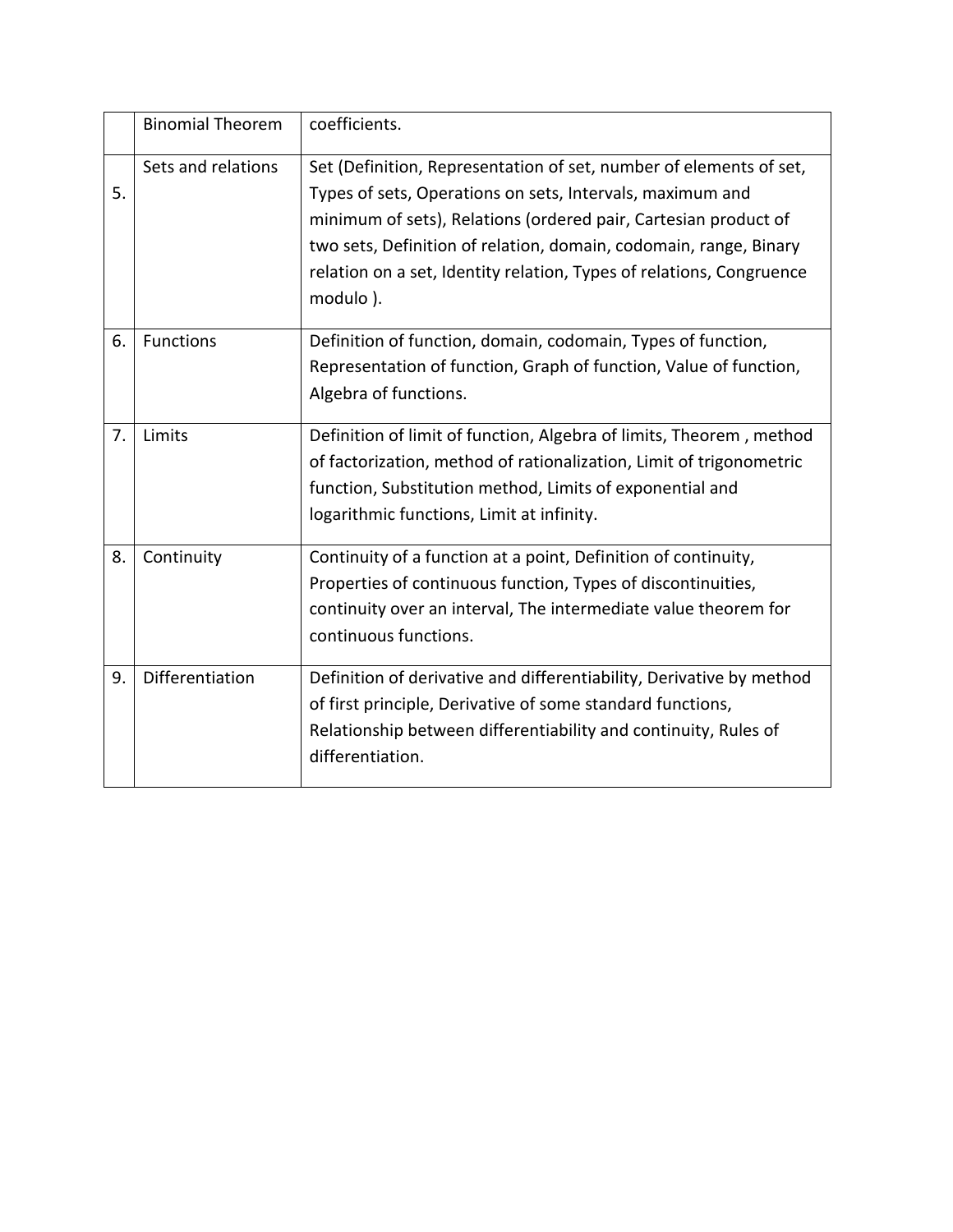| | | |
|---|---|---|
| | Binomial Theorem | coefficients. |
| 5. | Sets and relations | Set (Definition, Representation of set, number of elements of set, Types of sets, Operations on sets, Intervals, maximum and minimum of sets), Relations (ordered pair, Cartesian product of two sets, Definition of relation, domain, codomain, range, Binary relation on a set, Identity relation, Types of relations, Congruence modulo ). |
| 6. | Functions | Definition of function, domain, codomain, Types of function, Representation of function, Graph of function, Value of function, Algebra of functions. |
| 7. | Limits | Definition of limit of function, Algebra of limits, Theorem , method of factorization, method of rationalization, Limit of trigonometric function, Substitution method, Limits of exponential and logarithmic functions, Limit at infinity. |
| 8. | Continuity | Continuity of a function at a point, Definition of continuity, Properties of continuous function, Types of discontinuities, continuity over an interval, The intermediate value theorem for continuous functions. |
| 9. | Differentiation | Definition of derivative and differentiability, Derivative by method of first principle, Derivative of some standard functions, Relationship between differentiability and continuity, Rules of differentiation. |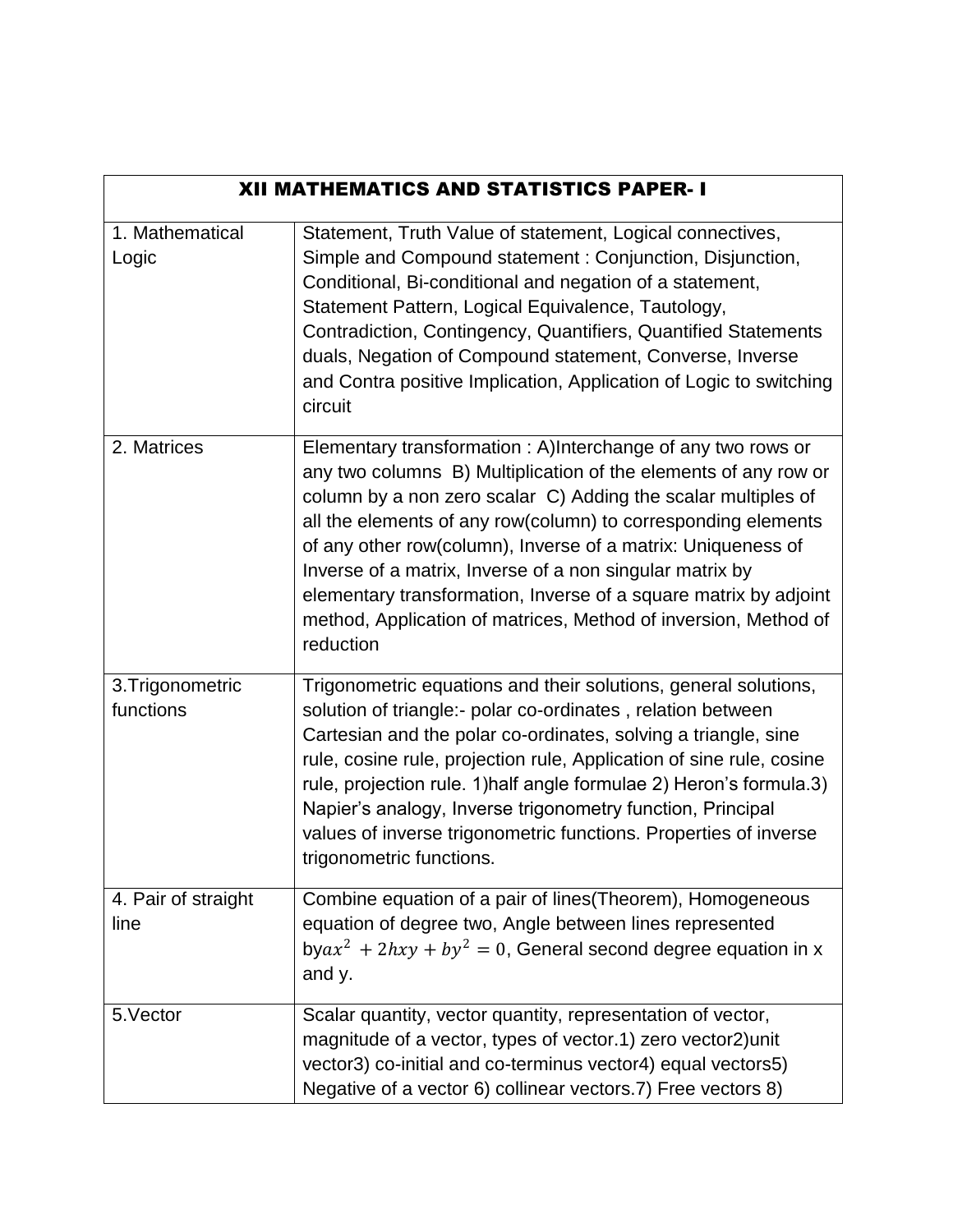| XII MATHEMATICS AND STATISTICS PAPER- I | |
|---|---|
| 1. Mathematical Logic | Statement, Truth Value of statement, Logical connectives, Simple and Compound statement : Conjunction, Disjunction, Conditional, Bi-conditional and negation of a statement, Statement Pattern, Logical Equivalence, Tautology, Contradiction, Contingency, Quantifiers, Quantified Statements duals, Negation of Compound statement, Converse, Inverse and Contra positive Implication, Application of Logic to switching circuit |
| 2. Matrices | Elementary transformation : A)Interchange of any two rows or any two columns B) Multiplication of the elements of any row or column by a non zero scalar C) Adding the scalar multiples of all the elements of any row(column) to corresponding elements of any other row(column), Inverse of a matrix: Uniqueness of Inverse of a matrix, Inverse of a non singular matrix by elementary transformation, Inverse of a square matrix by adjoint method, Application of matrices, Method of inversion, Method of reduction |
| 3.Trigonometric functions | Trigonometric equations and their solutions, general solutions, solution of triangle:- polar co-ordinates , relation between Cartesian and the polar co-ordinates, solving a triangle, sine rule, cosine rule, projection rule, Application of sine rule, cosine rule, projection rule. 1)half angle formulae 2) Heron's formula.3) Napier's analogy, Inverse trigonometry function, Principal values of inverse trigonometric functions. Properties of inverse trigonometric functions. |
| 4. Pair of straight line | Combine equation of a pair of lines(Theorem), Homogeneous equation of degree two, Angle between lines represented by$ax^2 + 2hxy + by^2 = 0$, General second degree equation in x and y. |
| 5.Vector | Scalar quantity, vector quantity, representation of vector, magnitude of a vector, types of vector.1) zero vector2)unit vector3) co-initial and co-terminus vector4) equal vectors5) Negative of a vector 6) collinear vectors.7) Free vectors 8) |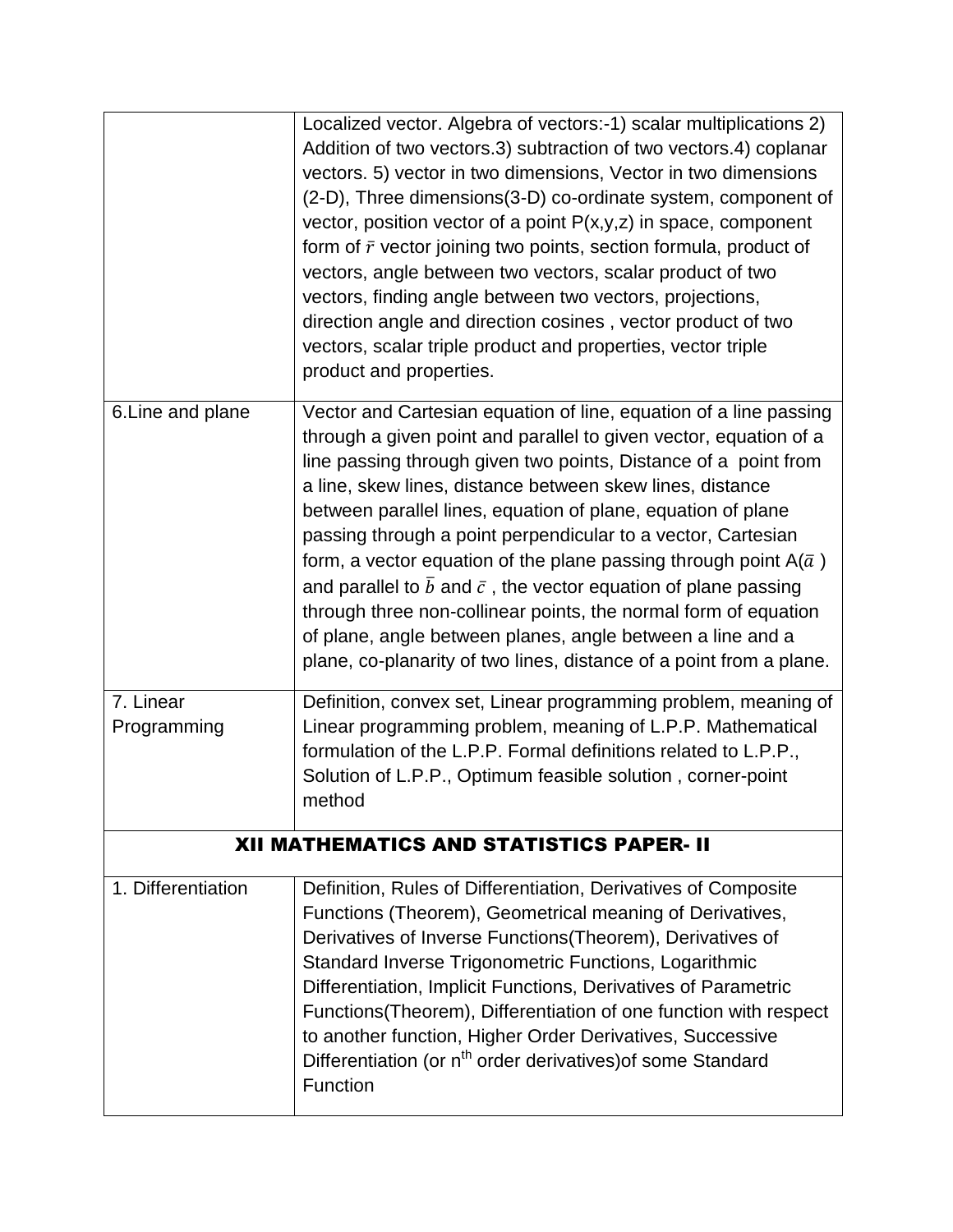| | |
|---|---|
| | Localized vector. Algebra of vectors:-1) scalar multiplications 2) Addition of two vectors.3) subtraction of two vectors.4) coplanar vectors. 5) vector in two dimensions, Vector in two dimensions (2-D), Three dimensions(3-D) co-ordinate system, component of vector, position vector of a point P(x,y,z) in space, component form of $\bar{r}$ vector joining two points, section formula, product of vectors, angle between two vectors, scalar product of two vectors, finding angle between two vectors, projections, direction angle and direction cosines , vector product of two vectors, scalar triple product and properties, vector triple product and properties. |
| 6.Line and plane | Vector and Cartesian equation of line, equation of a line passing through a given point and parallel to given vector, equation of a line passing through given two points, Distance of a point from a line, skew lines, distance between skew lines, distance between parallel lines, equation of plane, equation of plane passing through a point perpendicular to a vector, Cartesian form, a vector equation of the plane passing through point A($\bar{a}$ ) and parallel to $\bar{b}$ and $\bar{c}$ , the vector equation of plane passing through three non-collinear points, the normal form of equation of plane, angle between planes, angle between a line and a plane, co-planarity of two lines, distance of a point from a plane. |
| 7. Linear Programming | Definition, convex set, Linear programming problem, meaning of Linear programming problem, meaning of L.P.P. Mathematical formulation of the L.P.P. Formal definitions related to L.P.P., Solution of L.P.P., Optimum feasible solution , corner-point method |
| **XII MATHEMATICS AND STATISTICS PAPER- II** | |
| 1. Differentiation | Definition, Rules of Differentiation, Derivatives of Composite Functions (Theorem), Geometrical meaning of Derivatives, Derivatives of Inverse Functions(Theorem), Derivatives of Standard Inverse Trigonometric Functions, Logarithmic Differentiation, Implicit Functions, Derivatives of Parametric Functions(Theorem), Differentiation of one function with respect to another function, Higher Order Derivatives, Successive Differentiation (or $n^{th}$ order derivatives)of some Standard Function |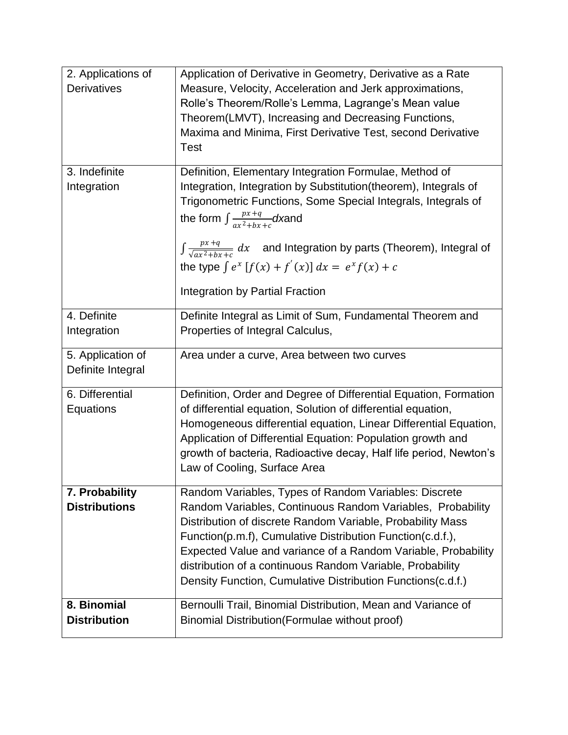| | |
|---|---|
| 2. Applications of Derivatives | Application of Derivative in Geometry, Derivative as a Rate Measure, Velocity, Acceleration and Jerk approximations, Rolle's Theorem/Rolle's Lemma, Lagrange's Mean value Theorem(LMVT), Increasing and Decreasing Functions, Maxima and Minima, First Derivative Test, second Derivative Test |
| 3. Indefinite Integration | Definition, Elementary Integration Formulae, Method of Integration, Integration by Substitution(theorem), Integrals of Trigonometric Functions, Some Special Integrals, Integrals of the form $\int \frac{px+q}{ax^2+bx+c}dx$and $\int \frac{px+q}{\sqrt{ax^2+bx+c}}\, dx$ and Integration by parts (Theorem), Integral of the type $\int e^x\,[f(x)+f'(x)]\,dx = e^x f(x) + c$ Integration by Partial Fraction |
| 4. Definite Integration | Definite Integral as Limit of Sum, Fundamental Theorem and Properties of Integral Calculus, |
| 5. Application of Definite Integral | Area under a curve, Area between two curves |
| 6. Differential Equations | Definition, Order and Degree of Differential Equation, Formation of differential equation, Solution of differential equation, Homogeneous differential equation, Linear Differential Equation, Application of Differential Equation: Population growth and growth of bacteria, Radioactive decay, Half life period, Newton's Law of Cooling, Surface Area |
| **7. Probability Distributions** | Random Variables, Types of Random Variables: Discrete Random Variables, Continuous Random Variables, Probability Distribution of discrete Random Variable, Probability Mass Function(p.m.f), Cumulative Distribution Function(c.d.f.), Expected Value and variance of a Random Variable, Probability distribution of a continuous Random Variable, Probability Density Function, Cumulative Distribution Functions(c.d.f.) |
| **8. Binomial Distribution** | Bernoulli Trail, Binomial Distribution, Mean and Variance of Binomial Distribution(Formulae without proof) |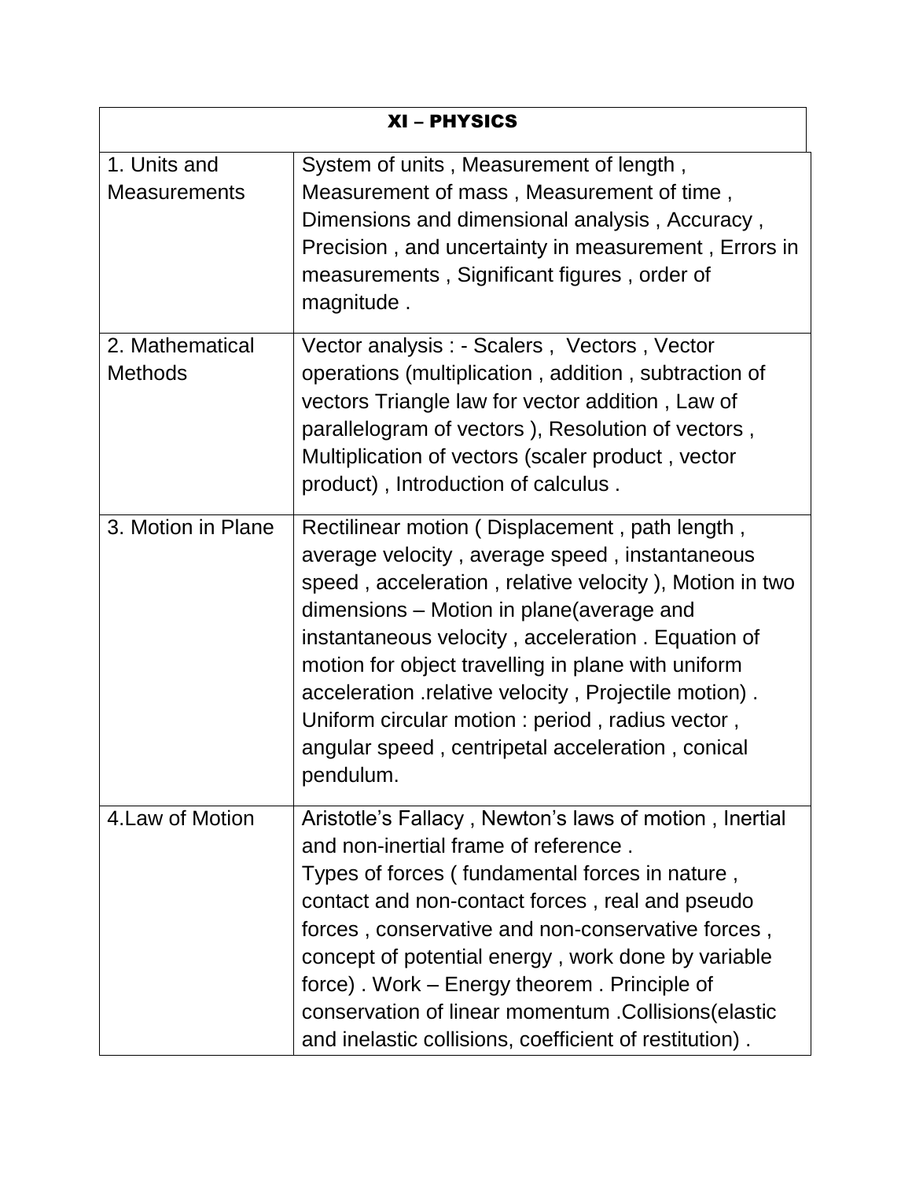| XI – PHYSICS | |
|---|---|
| 1. Units and Measurements | System of units , Measurement of length , Measurement of mass , Measurement of time , Dimensions and dimensional analysis , Accuracy , Precision , and uncertainty in measurement , Errors in measurements , Significant figures , order of magnitude . |
| 2. Mathematical Methods | Vector analysis : - Scalers , Vectors , Vector operations (multiplication , addition , subtraction of vectors Triangle law for vector addition , Law of parallelogram of vectors ), Resolution of vectors , Multiplication of vectors (scaler product , vector product) , Introduction of calculus . |
| 3. Motion in Plane | Rectilinear motion ( Displacement , path length , average velocity , average speed , instantaneous speed , acceleration , relative velocity ), Motion in two dimensions – Motion in plane(average and instantaneous velocity , acceleration . Equation of motion for object travelling in plane with uniform acceleration .relative velocity , Projectile motion) . Uniform circular motion : period , radius vector , angular speed , centripetal acceleration , conical pendulum. |
| 4.Law of Motion | Aristotle's Fallacy , Newton's laws of motion , Inertial and non-inertial frame of reference . Types of forces ( fundamental forces in nature , contact and non-contact forces , real and pseudo forces , conservative and non-conservative forces , concept of potential energy , work done by variable force) . Work – Energy theorem . Principle of conservation of linear momentum .Collisions(elastic and inelastic collisions, coefficient of restitution) . |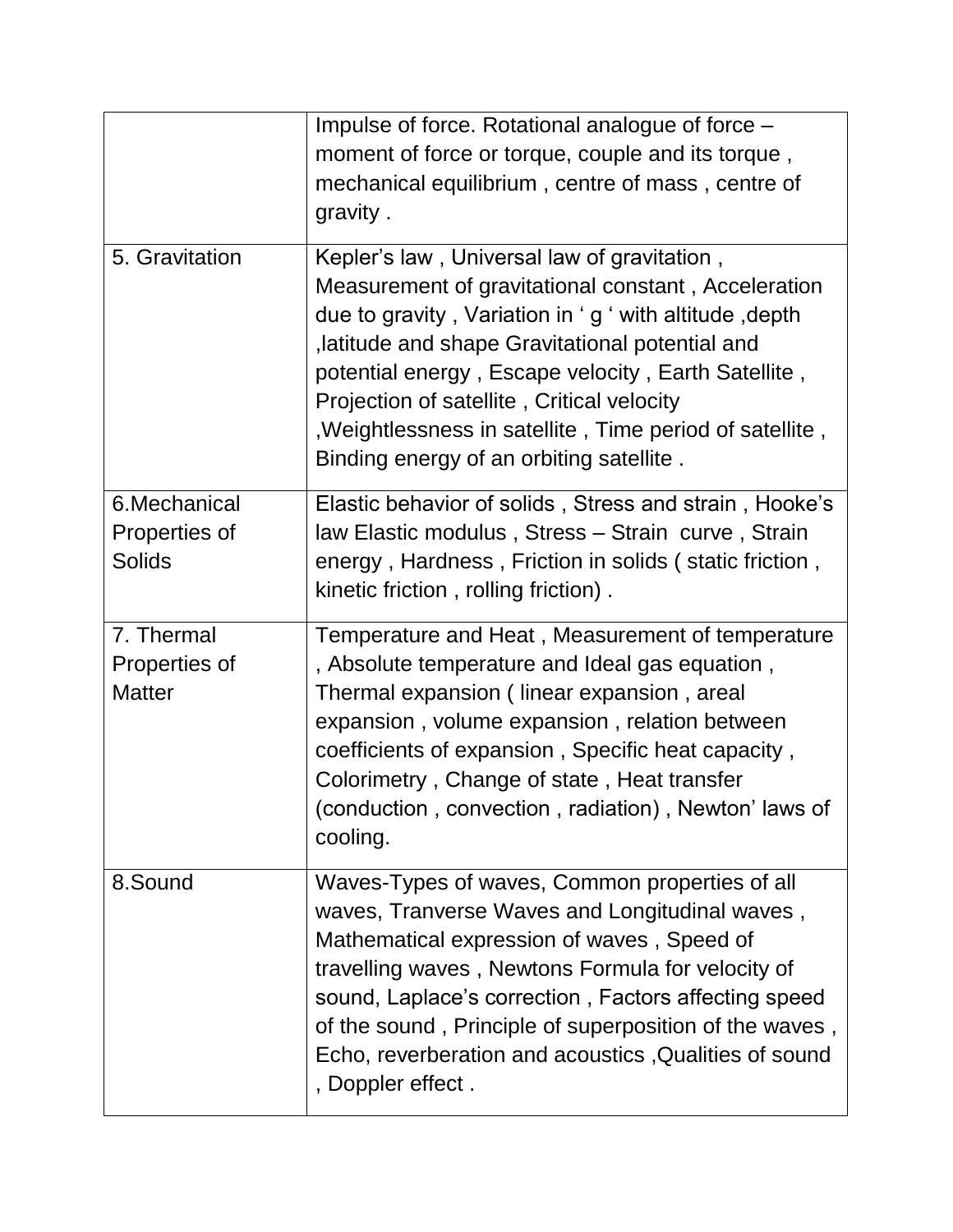| | |
|---|---|
| | Impulse of force. Rotational analogue of force – moment of force or torque, couple and its torque , mechanical equilibrium , centre of mass , centre of gravity . |
| 5. Gravitation | Kepler's law , Universal law of gravitation , Measurement of gravitational constant , Acceleration due to gravity , Variation in ' g ' with altitude ,depth ,latitude and shape Gravitational potential and potential energy , Escape velocity , Earth Satellite , Projection of satellite , Critical velocity ,Weightlessness in satellite , Time period of satellite , Binding energy of an orbiting satellite . |
| 6.Mechanical Properties of Solids | Elastic behavior of solids , Stress and strain , Hooke's law Elastic modulus , Stress – Strain curve , Strain energy , Hardness , Friction in solids ( static friction , kinetic friction , rolling friction) . |
| 7. Thermal Properties of Matter | Temperature and Heat , Measurement of temperature , Absolute temperature and Ideal gas equation , Thermal expansion ( linear expansion , areal expansion , volume expansion , relation between coefficients of expansion , Specific heat capacity , Colorimetry , Change of state , Heat transfer (conduction , convection , radiation) , Newton' laws of cooling. |
| 8.Sound | Waves-Types of waves, Common properties of all waves, Tranverse Waves and Longitudinal waves , Mathematical expression of waves , Speed of travelling waves , Newtons Formula for velocity of sound, Laplace's correction , Factors affecting speed of the sound , Principle of superposition of the waves , Echo, reverberation and acoustics ,Qualities of sound , Doppler effect . |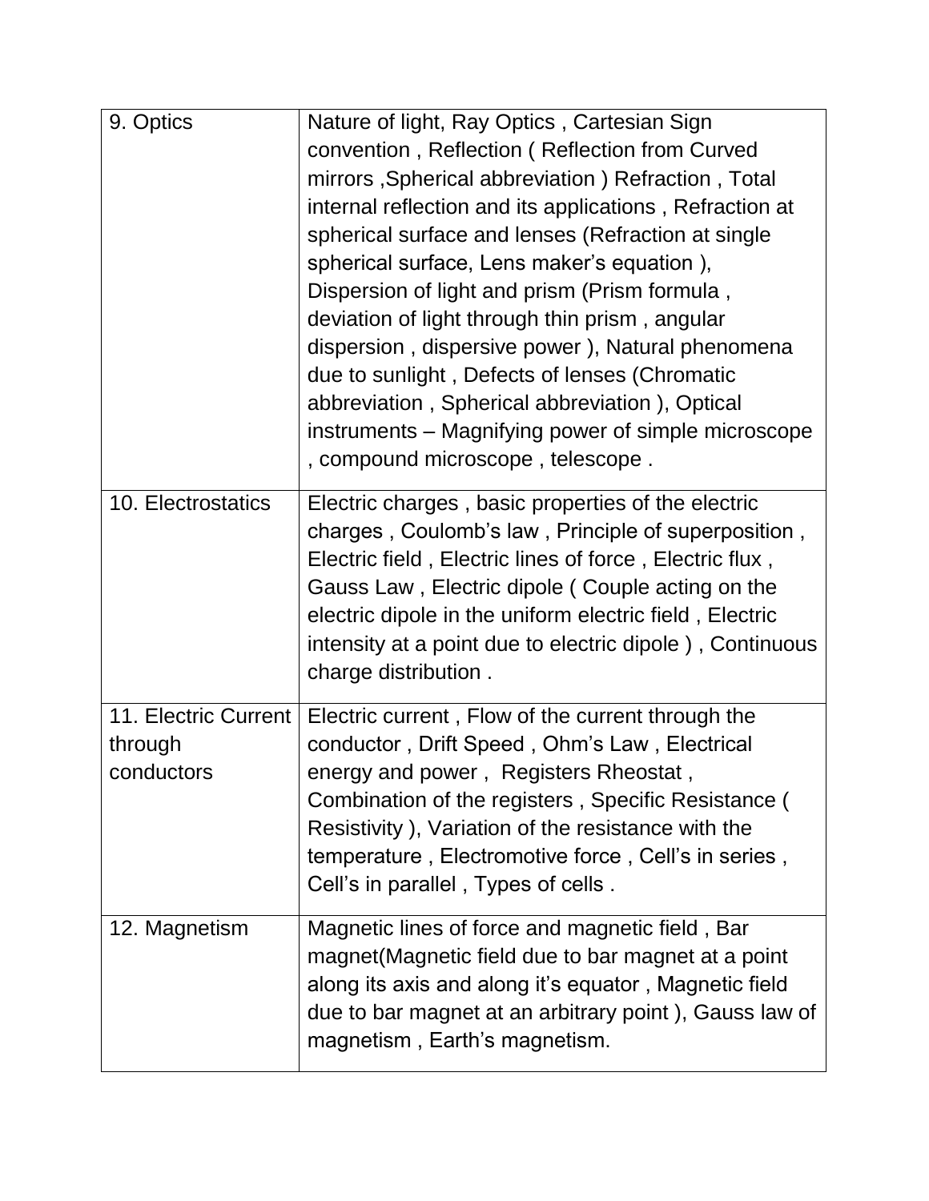| | |
|---|---|
| 9. Optics | Nature of light, Ray Optics , Cartesian Sign convention , Reflection ( Reflection from Curved mirrors ,Spherical abbreviation ) Refraction , Total internal reflection and its applications , Refraction at spherical surface and lenses (Refraction at single spherical surface, Lens maker's equation ), Dispersion of light and prism (Prism formula , deviation of light through thin prism , angular dispersion , dispersive power ), Natural phenomena due to sunlight , Defects of lenses (Chromatic abbreviation , Spherical abbreviation ), Optical instruments – Magnifying power of simple microscope , compound microscope , telescope . |
| 10. Electrostatics | Electric charges , basic properties of the electric charges , Coulomb's law , Principle of superposition , Electric field , Electric lines of force , Electric flux , Gauss Law , Electric dipole ( Couple acting on the electric dipole in the uniform electric field , Electric intensity at a point due to electric dipole ) , Continuous charge distribution . |
| 11. Electric Current through conductors | Electric current , Flow of the current through the conductor , Drift Speed , Ohm's Law , Electrical energy and power , Registers Rheostat , Combination of the registers , Specific Resistance ( Resistivity ), Variation of the resistance with the temperature , Electromotive force , Cell's in series , Cell's in parallel , Types of cells . |
| 12. Magnetism | Magnetic lines of force and magnetic field , Bar magnet(Magnetic field due to bar magnet at a point along its axis and along it's equator , Magnetic field due to bar magnet at an arbitrary point ), Gauss law of magnetism , Earth's magnetism. |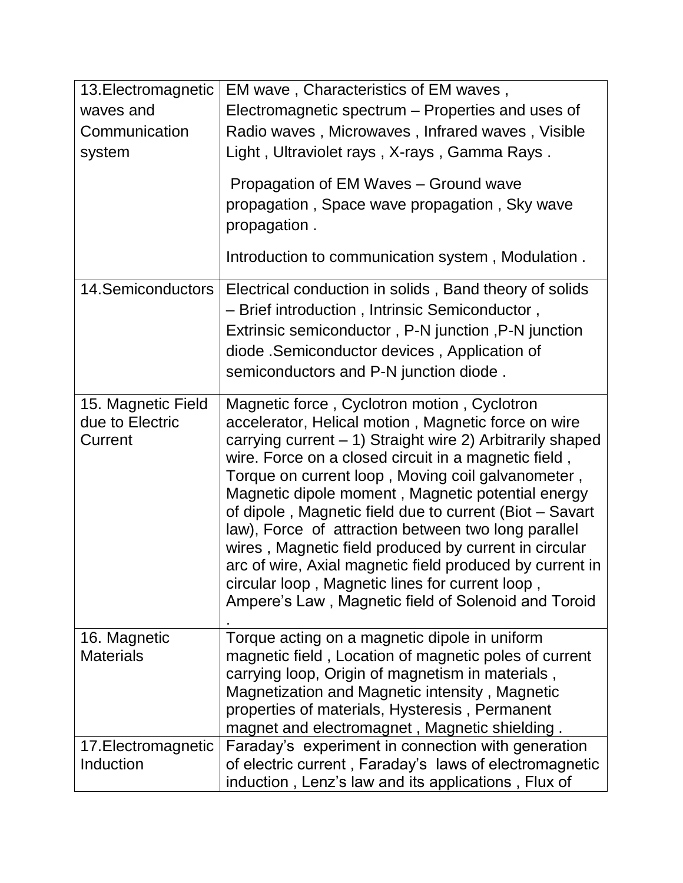| | |
|---|---|
| 13.Electromagnetic waves and Communication system | EM wave , Characteristics of EM waves , Electromagnetic spectrum – Properties and uses of Radio waves , Microwaves , Infrared waves , Visible Light , Ultraviolet rays , X-rays , Gamma Rays . Propagation of EM Waves – Ground wave propagation , Space wave propagation , Sky wave propagation . Introduction to communication system , Modulation . |
| 14.Semiconductors | Electrical conduction in solids , Band theory of solids – Brief introduction , Intrinsic Semiconductor , Extrinsic semiconductor , P-N junction ,P-N junction diode .Semiconductor devices , Application of semiconductors and P-N junction diode . |
| 15. Magnetic Field due to Electric Current | Magnetic force , Cyclotron motion , Cyclotron accelerator, Helical motion , Magnetic force on wire carrying current – 1) Straight wire 2) Arbitrarily shaped wire. Force on a closed circuit in a magnetic field , Torque on current loop , Moving coil galvanometer , Magnetic dipole moment , Magnetic potential energy of dipole , Magnetic field due to current (Biot – Savart law), Force of attraction between two long parallel wires , Magnetic field produced by current in circular arc of wire, Axial magnetic field produced by current in circular loop , Magnetic lines for current loop , Ampere's Law , Magnetic field of Solenoid and Toroid . |
| 16. Magnetic Materials | Torque acting on a magnetic dipole in uniform magnetic field , Location of magnetic poles of current carrying loop, Origin of magnetism in materials , Magnetization and Magnetic intensity , Magnetic properties of materials, Hysteresis , Permanent magnet and electromagnet , Magnetic shielding . |
| 17.Electromagnetic Induction | Faraday's experiment in connection with generation of electric current , Faraday's laws of electromagnetic induction , Lenz's law and its applications , Flux of |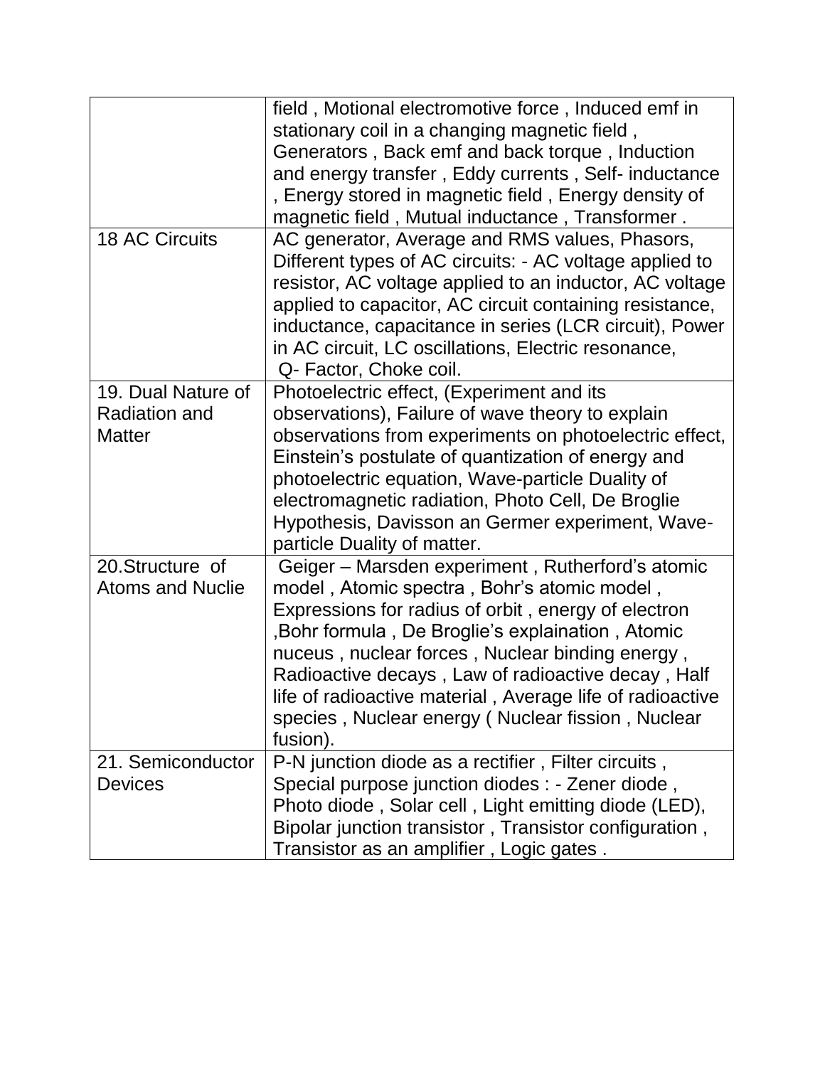| | |
|---|---|
| | field , Motional electromotive force , Induced emf in stationary coil in a changing magnetic field , Generators , Back emf and back torque , Induction and energy transfer , Eddy currents , Self- inductance , Energy stored in magnetic field , Energy density of magnetic field , Mutual inductance , Transformer . |
| 18 AC Circuits | AC generator, Average and RMS values, Phasors, Different types of AC circuits: - AC voltage applied to resistor, AC voltage applied to an inductor, AC voltage applied to capacitor, AC circuit containing resistance, inductance, capacitance in series (LCR circuit), Power in AC circuit, LC oscillations, Electric resonance, Q- Factor, Choke coil. |
| 19. Dual Nature of Radiation and Matter | Photoelectric effect, (Experiment and its observations), Failure of wave theory to explain observations from experiments on photoelectric effect, Einstein's postulate of quantization of energy and photoelectric equation, Wave-particle Duality of electromagnetic radiation, Photo Cell, De Broglie Hypothesis, Davisson an Germer experiment, Wave-particle Duality of matter. |
| 20.Structure of Atoms and Nuclie | Geiger – Marsden experiment , Rutherford's atomic model , Atomic spectra , Bohr's atomic model , Expressions for radius of orbit , energy of electron ,Bohr formula , De Broglie's explaination , Atomic nuceus , nuclear forces , Nuclear binding energy , Radioactive decays , Law of radioactive decay , Half life of radioactive material , Average life of radioactive species , Nuclear energy ( Nuclear fission , Nuclear fusion). |
| 21. Semiconductor Devices | P-N junction diode as a rectifier , Filter circuits , Special purpose junction diodes : - Zener diode , Photo diode , Solar cell , Light emitting diode (LED), Bipolar junction transistor , Transistor configuration , Transistor as an amplifier , Logic gates . |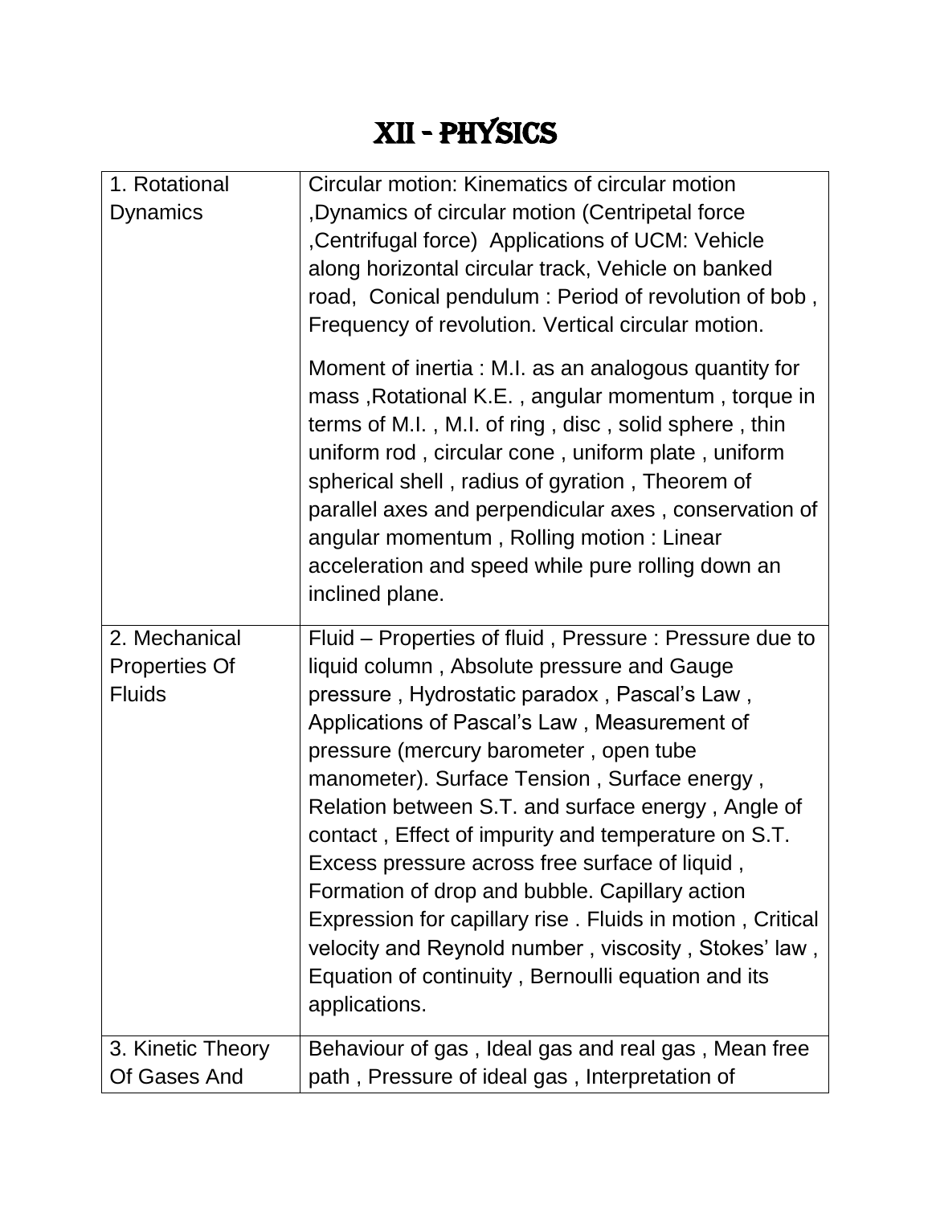# XII - PHYSICS

| | |
|---|---|
| 1. Rotational Dynamics | Circular motion: Kinematics of circular motion ,Dynamics of circular motion (Centripetal force ,Centrifugal force) Applications of UCM: Vehicle along horizontal circular track, Vehicle on banked road, Conical pendulum : Period of revolution of bob , Frequency of revolution. Vertical circular motion.<br><br>Moment of inertia : M.I. as an analogous quantity for mass ,Rotational K.E. , angular momentum , torque in terms of M.I. , M.I. of ring , disc , solid sphere , thin uniform rod , circular cone , uniform plate , uniform spherical shell , radius of gyration , Theorem of parallel axes and perpendicular axes , conservation of angular momentum , Rolling motion : Linear acceleration and speed while pure rolling down an inclined plane. |
| 2. Mechanical Properties Of Fluids | Fluid – Properties of fluid , Pressure : Pressure due to liquid column , Absolute pressure and Gauge pressure , Hydrostatic paradox , Pascal's Law , Applications of Pascal's Law , Measurement of pressure (mercury barometer , open tube manometer). Surface Tension , Surface energy , Relation between S.T. and surface energy , Angle of contact , Effect of impurity and temperature on S.T. Excess pressure across free surface of liquid , Formation of drop and bubble. Capillary action Expression for capillary rise . Fluids in motion , Critical velocity and Reynold number , viscosity , Stokes' law , Equation of continuity , Bernoulli equation and its applications. |
| 3. Kinetic Theory Of Gases And | Behaviour of gas , Ideal gas and real gas , Mean free path , Pressure of ideal gas , Interpretation of |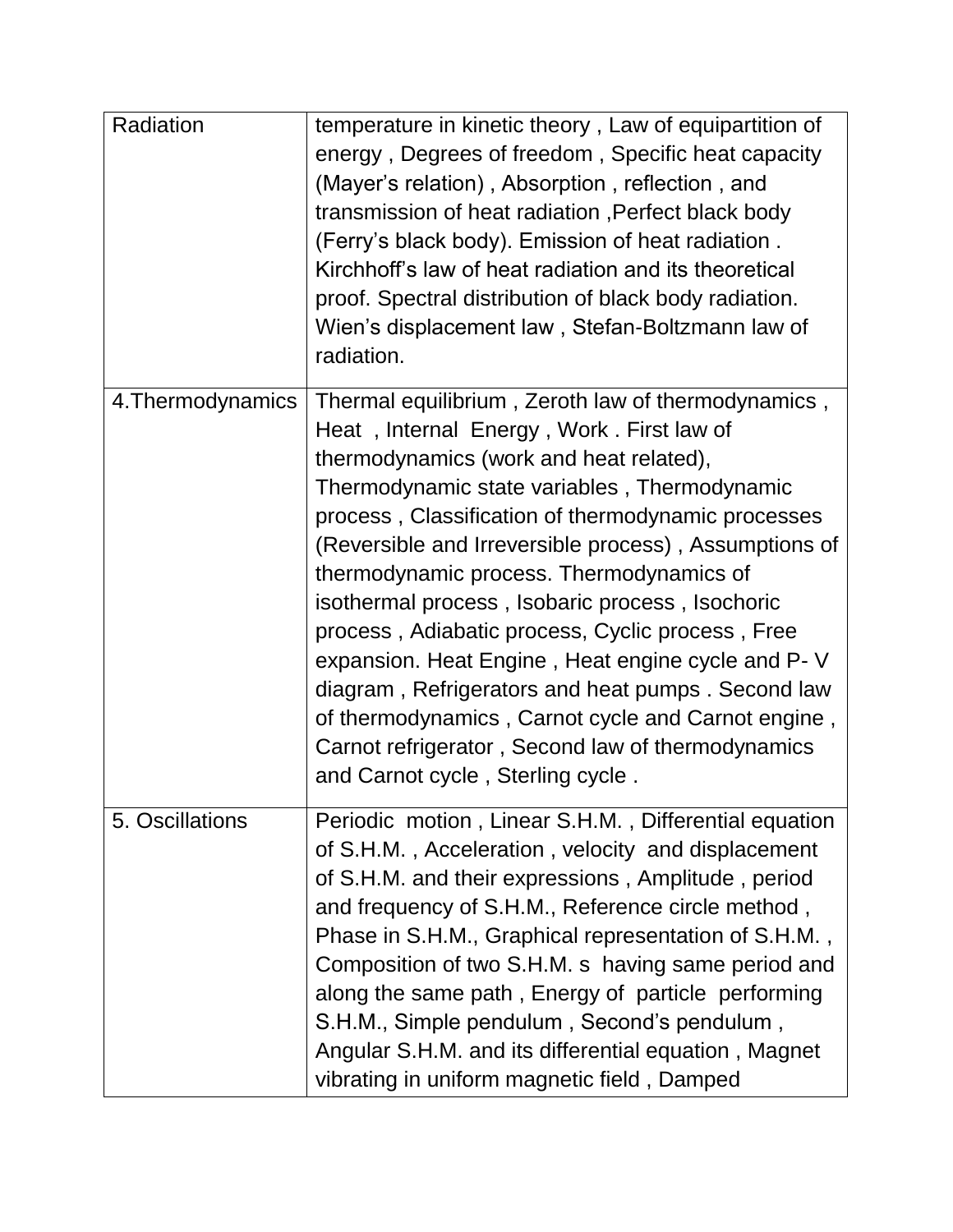| Radiation | temperature in kinetic theory , Law of equipartition of energy , Degrees of freedom , Specific heat capacity (Mayer's relation) , Absorption , reflection , and transmission of heat radiation ,Perfect black body (Ferry's black body). Emission of heat radiation . Kirchhoff's law of heat radiation and its theoretical proof. Spectral distribution of black body radiation. Wien's displacement law , Stefan-Boltzmann law of radiation. |
|---|---|
| 4.Thermodynamics | Thermal equilibrium , Zeroth law of thermodynamics , Heat , Internal Energy , Work . First law of thermodynamics (work and heat related), Thermodynamic state variables , Thermodynamic process , Classification of thermodynamic processes (Reversible and Irreversible process) , Assumptions of thermodynamic process. Thermodynamics of isothermal process , Isobaric process , Isochoric process , Adiabatic process, Cyclic process , Free expansion. Heat Engine , Heat engine cycle and P- V diagram , Refrigerators and heat pumps . Second law of thermodynamics , Carnot cycle and Carnot engine , Carnot refrigerator , Second law of thermodynamics and Carnot cycle , Sterling cycle . |
| 5. Oscillations | Periodic motion , Linear S.H.M. , Differential equation of S.H.M. , Acceleration , velocity and displacement of S.H.M. and their expressions , Amplitude , period and frequency of S.H.M., Reference circle method , Phase in S.H.M., Graphical representation of S.H.M. , Composition of two S.H.M. s having same period and along the same path , Energy of particle performing S.H.M., Simple pendulum , Second's pendulum , Angular S.H.M. and its differential equation , Magnet vibrating in uniform magnetic field , Damped |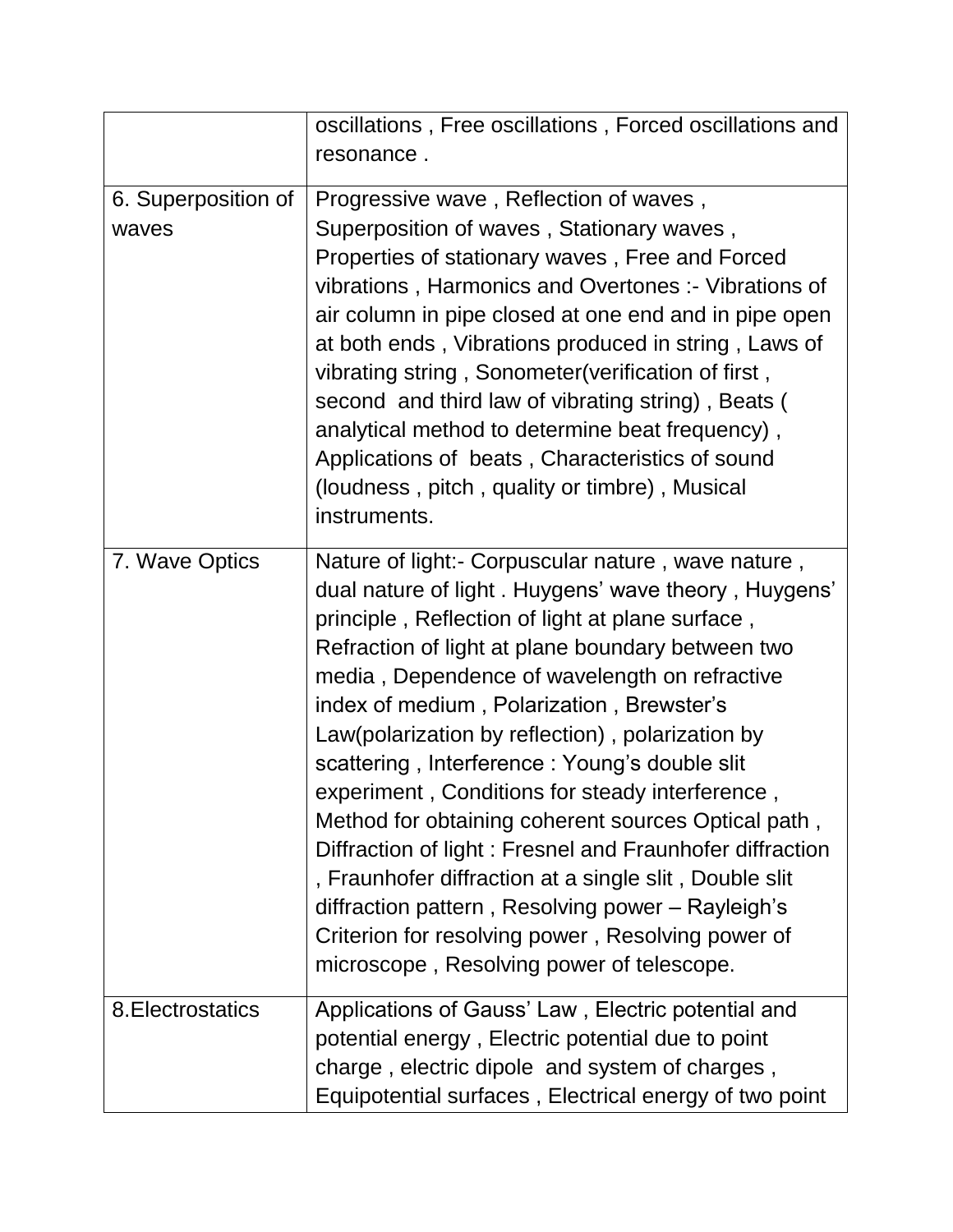| | |
|---|---|
| | oscillations , Free oscillations , Forced oscillations and resonance . |
| 6. Superposition of waves | Progressive wave , Reflection of waves , Superposition of waves , Stationary waves , Properties of stationary waves , Free and Forced vibrations , Harmonics and Overtones :- Vibrations of air column in pipe closed at one end and in pipe open at both ends , Vibrations produced in string , Laws of vibrating string , Sonometer(verification of first , second and third law of vibrating string) , Beats ( analytical method to determine beat frequency) , Applications of beats , Characteristics of sound (loudness , pitch , quality or timbre) , Musical instruments. |
| 7. Wave Optics | Nature of light:- Corpuscular nature , wave nature , dual nature of light . Huygens' wave theory , Huygens' principle , Reflection of light at plane surface , Refraction of light at plane boundary between two media , Dependence of wavelength on refractive index of medium , Polarization , Brewster's Law(polarization by reflection) , polarization by scattering , Interference : Young's double slit experiment , Conditions for steady interference , Method for obtaining coherent sources Optical path , Diffraction of light : Fresnel and Fraunhofer diffraction , Fraunhofer diffraction at a single slit , Double slit diffraction pattern , Resolving power – Rayleigh's Criterion for resolving power , Resolving power of microscope , Resolving power of telescope. |
| 8.Electrostatics | Applications of Gauss' Law , Electric potential and potential energy , Electric potential due to point charge , electric dipole and system of charges , Equipotential surfaces , Electrical energy of two point |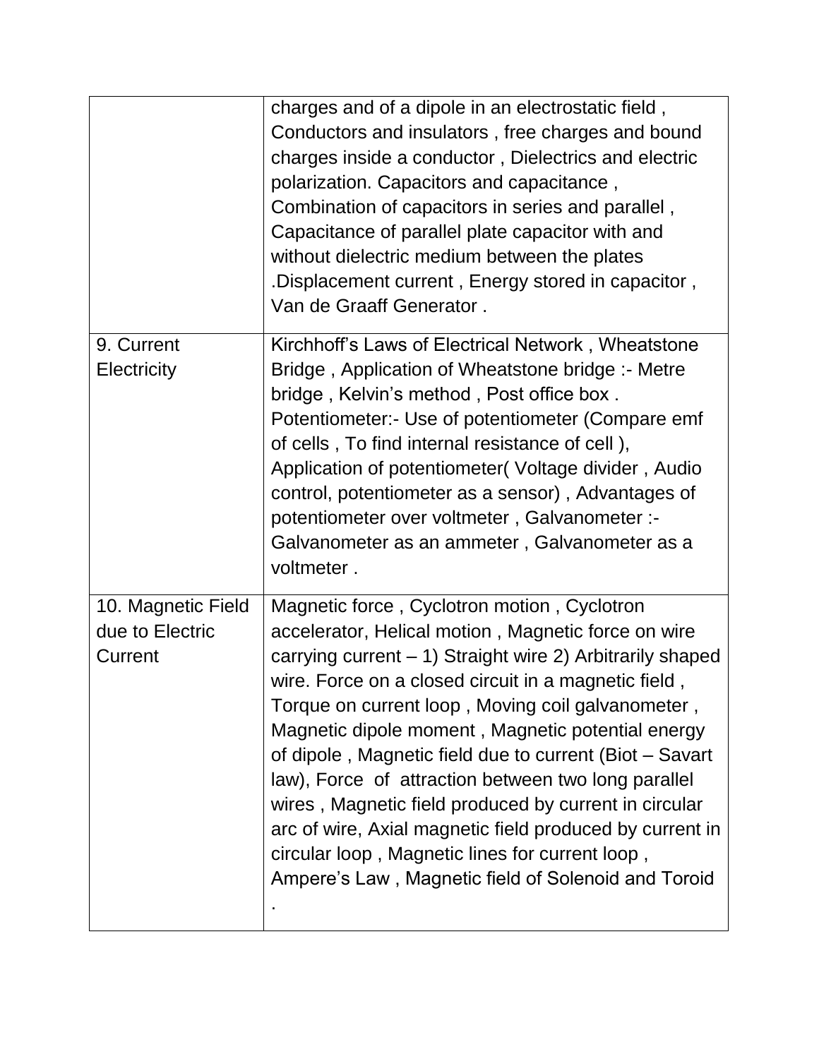| | |
|---|---|
| | charges and of a dipole in an electrostatic field , Conductors and insulators , free charges and bound charges inside a conductor , Dielectrics and electric polarization. Capacitors and capacitance , Combination of capacitors in series and parallel , Capacitance of parallel plate capacitor with and without dielectric medium between the plates .Displacement current , Energy stored in capacitor , Van de Graaff Generator . |
| 9. Current Electricity | Kirchhoff's Laws of Electrical Network , Wheatstone Bridge , Application of Wheatstone bridge :- Metre bridge , Kelvin's method , Post office box . Potentiometer:- Use of potentiometer (Compare emf of cells , To find internal resistance of cell ), Application of potentiometer( Voltage divider , Audio control, potentiometer as a sensor) , Advantages of potentiometer over voltmeter , Galvanometer :- Galvanometer as an ammeter , Galvanometer as a voltmeter . |
| 10. Magnetic Field due to Electric Current | Magnetic force , Cyclotron motion , Cyclotron accelerator, Helical motion , Magnetic force on wire carrying current – 1) Straight wire 2) Arbitrarily shaped wire. Force on a closed circuit in a magnetic field , Torque on current loop , Moving coil galvanometer , Magnetic dipole moment , Magnetic potential energy of dipole , Magnetic field due to current (Biot – Savart law), Force of attraction between two long parallel wires , Magnetic field produced by current in circular arc of wire, Axial magnetic field produced by current in circular loop , Magnetic lines for current loop , Ampere's Law , Magnetic field of Solenoid and Toroid . |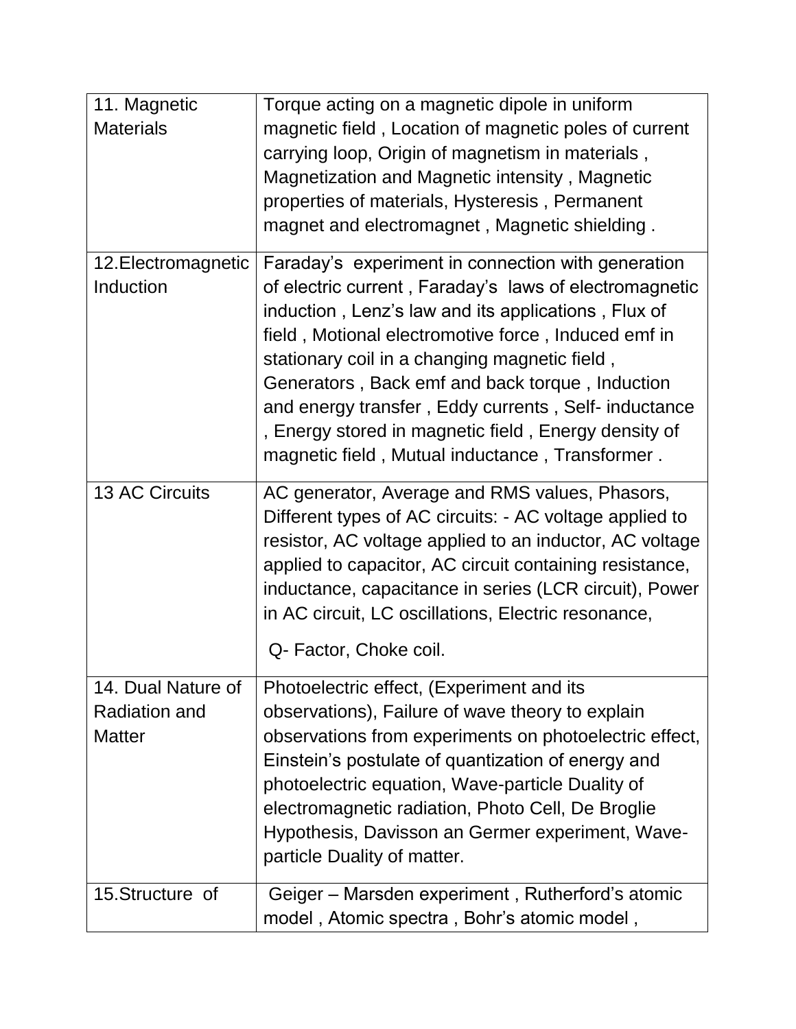| | |
|---|---|
| 11. Magnetic Materials | Torque acting on a magnetic dipole in uniform magnetic field , Location of magnetic poles of current carrying loop, Origin of magnetism in materials , Magnetization and Magnetic intensity , Magnetic properties of materials, Hysteresis , Permanent magnet and electromagnet , Magnetic shielding . |
| 12.Electromagnetic Induction | Faraday's experiment in connection with generation of electric current , Faraday's laws of electromagnetic induction , Lenz's law and its applications , Flux of field , Motional electromotive force , Induced emf in stationary coil in a changing magnetic field , Generators , Back emf and back torque , Induction and energy transfer , Eddy currents , Self- inductance , Energy stored in magnetic field , Energy density of magnetic field , Mutual inductance , Transformer . |
| 13 AC Circuits | AC generator, Average and RMS values, Phasors, Different types of AC circuits: - AC voltage applied to resistor, AC voltage applied to an inductor, AC voltage applied to capacitor, AC circuit containing resistance, inductance, capacitance in series (LCR circuit), Power in AC circuit, LC oscillations, Electric resonance, Q- Factor, Choke coil. |
| 14. Dual Nature of Radiation and Matter | Photoelectric effect, (Experiment and its observations), Failure of wave theory to explain observations from experiments on photoelectric effect, Einstein's postulate of quantization of energy and photoelectric equation, Wave-particle Duality of electromagnetic radiation, Photo Cell, De Broglie Hypothesis, Davisson an Germer experiment, Wave-particle Duality of matter. |
| 15.Structure of | Geiger – Marsden experiment , Rutherford's atomic model , Atomic spectra , Bohr's atomic model , |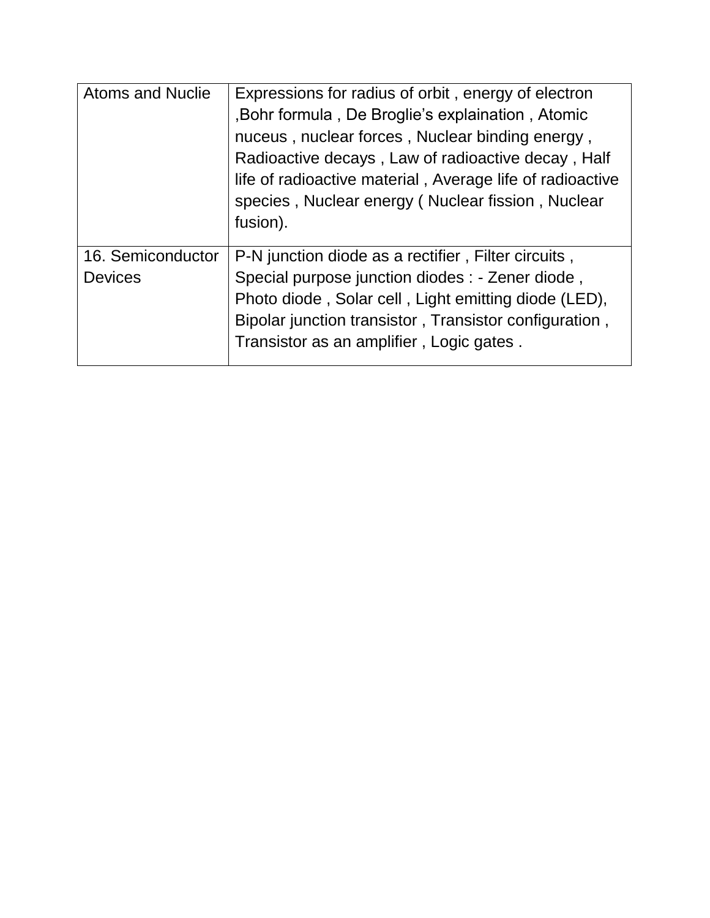| | |
|---|---|
| Atoms and Nuclie | Expressions for radius of orbit , energy of electron ,Bohr formula , De Broglie's explaination , Atomic nuceus , nuclear forces , Nuclear binding energy , Radioactive decays , Law of radioactive decay , Half life of radioactive material , Average life of radioactive species , Nuclear energy ( Nuclear fission , Nuclear fusion). |
| 16. Semiconductor Devices | P-N junction diode as a rectifier , Filter circuits , Special purpose junction diodes : - Zener diode , Photo diode , Solar cell , Light emitting diode (LED), Bipolar junction transistor , Transistor configuration , Transistor as an amplifier , Logic gates . |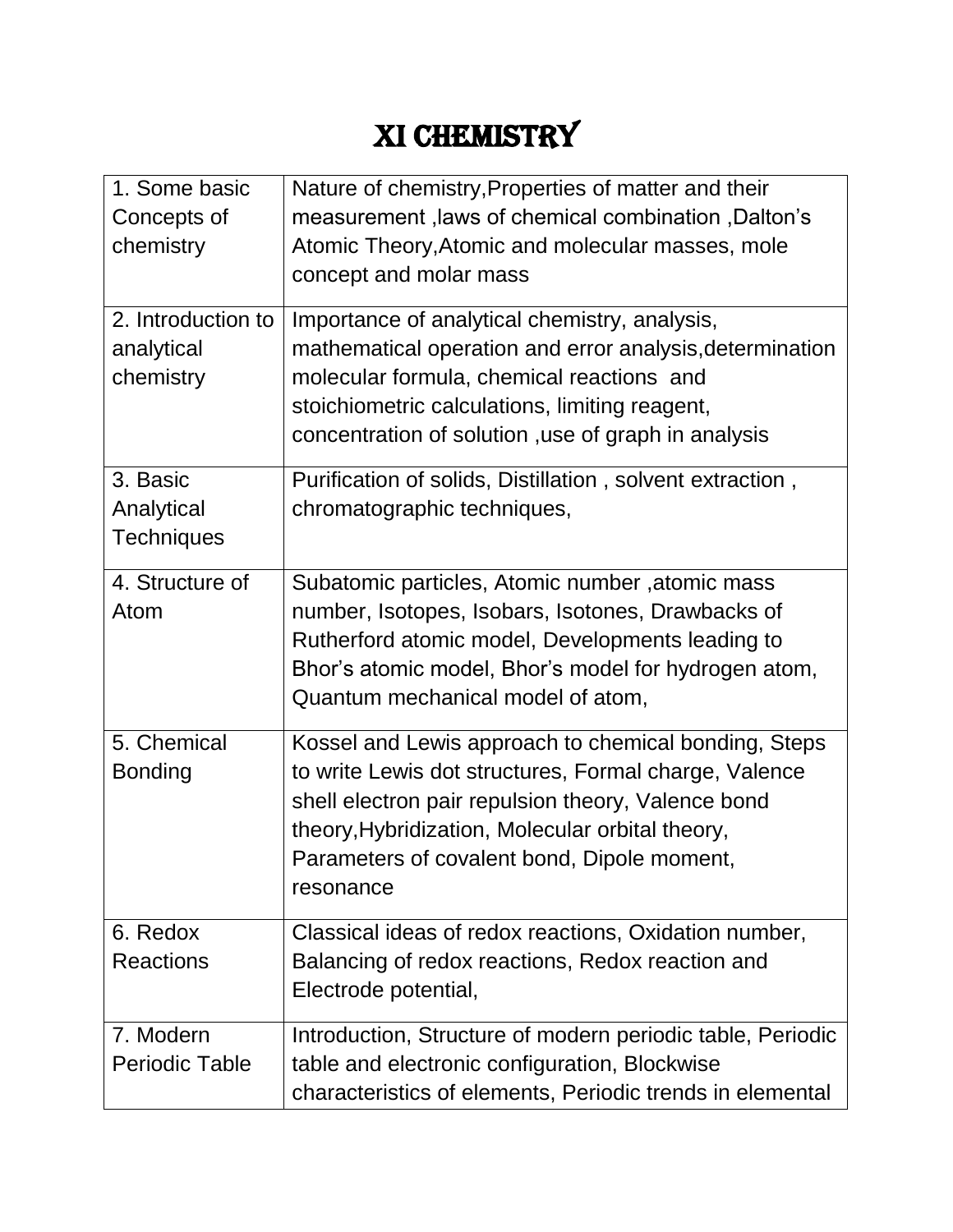# XI CHEMISTRY

| | |
|---|---|
| 1. Some basic Concepts of chemistry | Nature of chemistry,Properties of matter and their measurement ,laws of chemical combination ,Dalton's Atomic Theory,Atomic and molecular masses, mole concept and molar mass |
| 2. Introduction to analytical chemistry | Importance of analytical chemistry, analysis, mathematical operation and error analysis,determination molecular formula, chemical reactions and stoichiometric calculations, limiting reagent, concentration of solution ,use of graph in analysis |
| 3. Basic Analytical Techniques | Purification of solids, Distillation , solvent extraction , chromatographic techniques, |
| 4. Structure of Atom | Subatomic particles, Atomic number ,atomic mass number, Isotopes, Isobars, Isotones, Drawbacks of Rutherford atomic model, Developments leading to Bhor's atomic model, Bhor's model for hydrogen atom, Quantum mechanical model of atom, |
| 5. Chemical Bonding | Kossel and Lewis approach to chemical bonding, Steps to write Lewis dot structures, Formal charge, Valence shell electron pair repulsion theory, Valence bond theory,Hybridization, Molecular orbital theory, Parameters of covalent bond, Dipole moment, resonance |
| 6. Redox Reactions | Classical ideas of redox reactions, Oxidation number, Balancing of redox reactions, Redox reaction and Electrode potential, |
| 7. Modern Periodic Table | Introduction, Structure of modern periodic table, Periodic table and electronic configuration, Blockwise characteristics of elements, Periodic trends in elemental |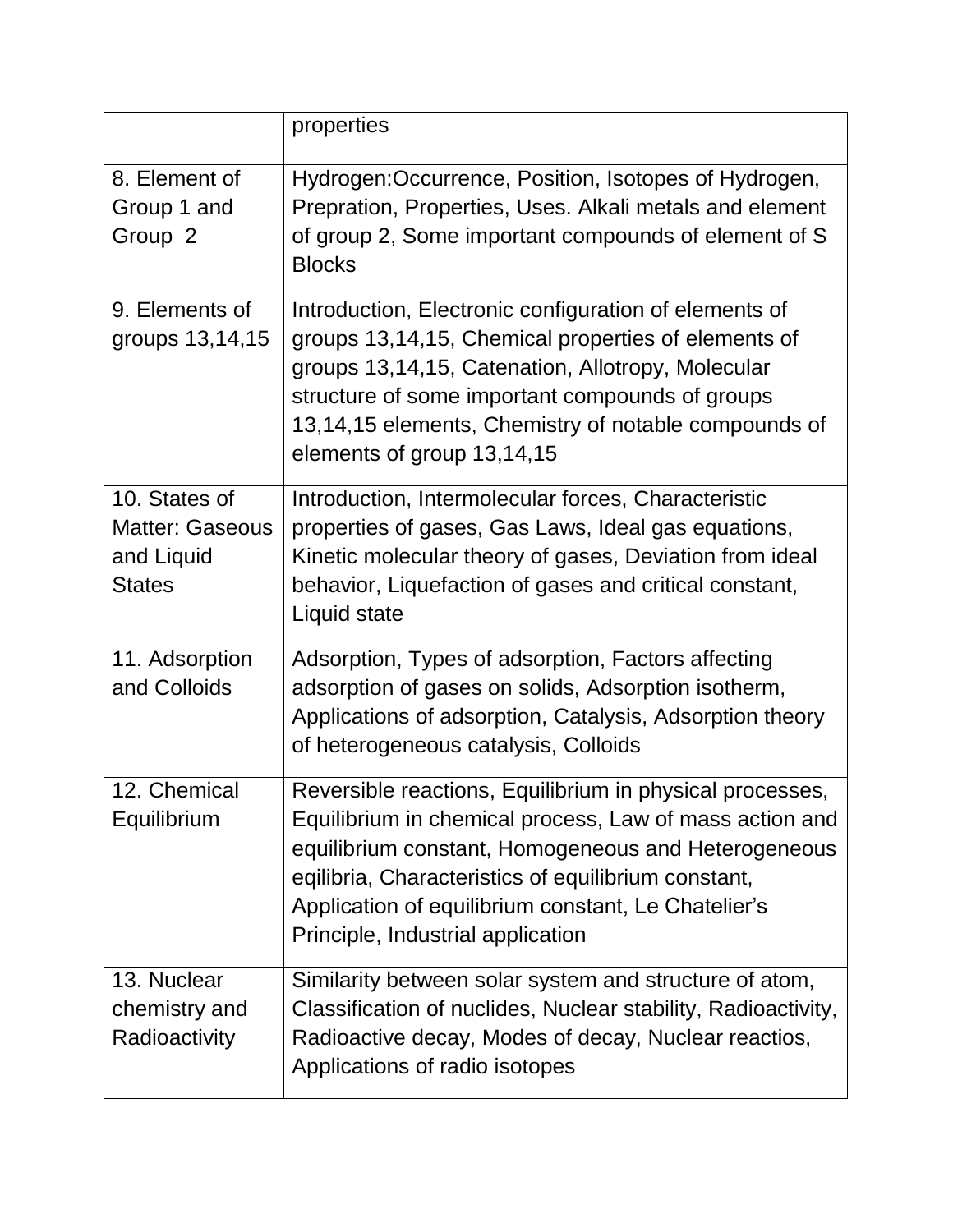| | |
|---|---|
| | properties |
| 8. Element of Group 1 and Group 2 | Hydrogen:Occurrence, Position, Isotopes of Hydrogen, Prepration, Properties, Uses. Alkali metals and element of group 2, Some important compounds of element of S Blocks |
| 9. Elements of groups 13,14,15 | Introduction, Electronic configuration of elements of groups 13,14,15, Chemical properties of elements of groups 13,14,15, Catenation, Allotropy, Molecular structure of some important compounds of groups 13,14,15 elements, Chemistry of notable compounds of elements of group 13,14,15 |
| 10. States of Matter: Gaseous and Liquid States | Introduction, Intermolecular forces, Characteristic properties of gases, Gas Laws, Ideal gas equations, Kinetic molecular theory of gases, Deviation from ideal behavior, Liquefaction of gases and critical constant, Liquid state |
| 11. Adsorption and Colloids | Adsorption, Types of adsorption, Factors affecting adsorption of gases on solids, Adsorption isotherm, Applications of adsorption, Catalysis, Adsorption theory of heterogeneous catalysis, Colloids |
| 12. Chemical Equilibrium | Reversible reactions, Equilibrium in physical processes, Equilibrium in chemical process, Law of mass action and equilibrium constant, Homogeneous and Heterogeneous eqilibria, Characteristics of equilibrium constant, Application of equilibrium constant, Le Chatelier's Principle, Industrial application |
| 13. Nuclear chemistry and Radioactivity | Similarity between solar system and structure of atom, Classification of nuclides, Nuclear stability, Radioactivity, Radioactive decay, Modes of decay, Nuclear reactios, Applications of radio isotopes |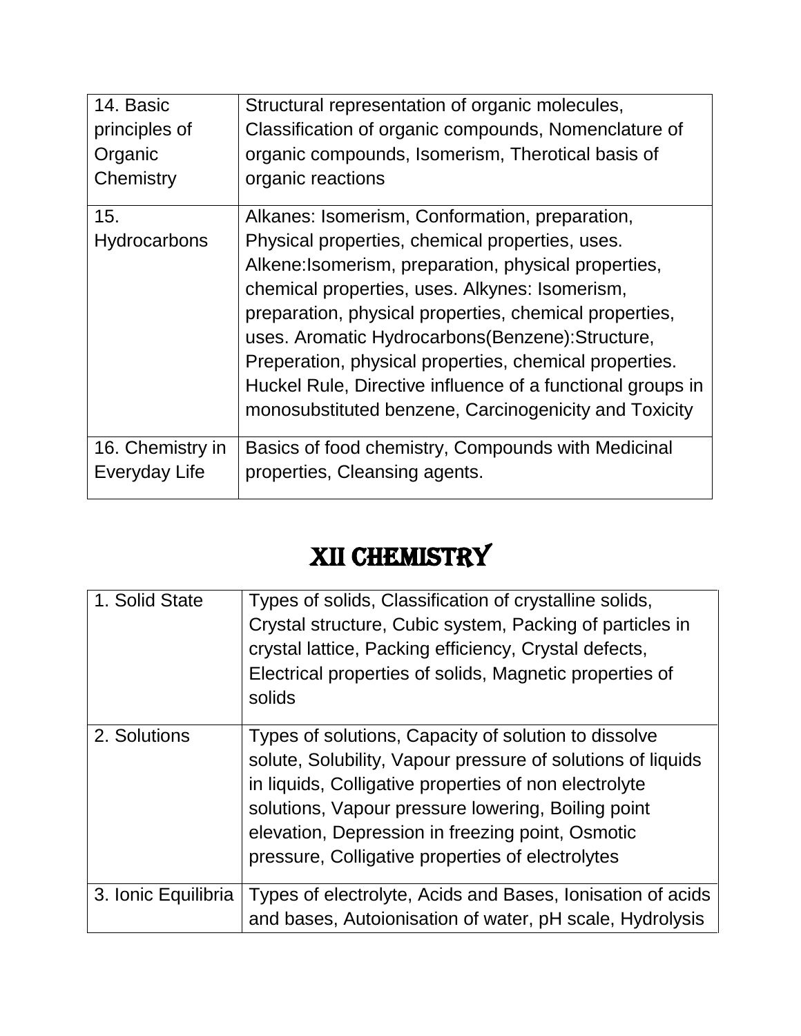| 14. Basic principles of Organic Chemistry | Structural representation of organic molecules, Classification of organic compounds, Nomenclature of organic compounds, Isomerism, Therotical basis of organic reactions |
| --- | --- |
| 15. Hydrocarbons | Alkanes: Isomerism, Conformation, preparation, Physical properties, chemical properties, uses. Alkene:Isomerism, preparation, physical properties, chemical properties, uses. Alkynes: Isomerism, preparation, physical properties, chemical properties, uses. Aromatic Hydrocarbons(Benzene):Structure, Preperation, physical properties, chemical properties. Huckel Rule, Directive influence of a functional groups in monosubstituted benzene, Carcinogenicity and Toxicity |
| 16. Chemistry in Everyday Life | Basics of food chemistry, Compounds with Medicinal properties, Cleansing agents. |

# XII CHEMISTRY

| 1. Solid State | Types of solids, Classification of crystalline solids, Crystal structure, Cubic system, Packing of particles in crystal lattice, Packing efficiency, Crystal defects, Electrical properties of solids, Magnetic properties of solids |
| --- | --- |
| 2. Solutions | Types of solutions, Capacity of solution to dissolve solute, Solubility, Vapour pressure of solutions of liquids in liquids, Colligative properties of non electrolyte solutions, Vapour pressure lowering, Boiling point elevation, Depression in freezing point, Osmotic pressure, Colligative properties of electrolytes |
| 3. Ionic Equilibria | Types of electrolyte, Acids and Bases, Ionisation of acids and bases, Autoionisation of water, pH scale, Hydrolysis |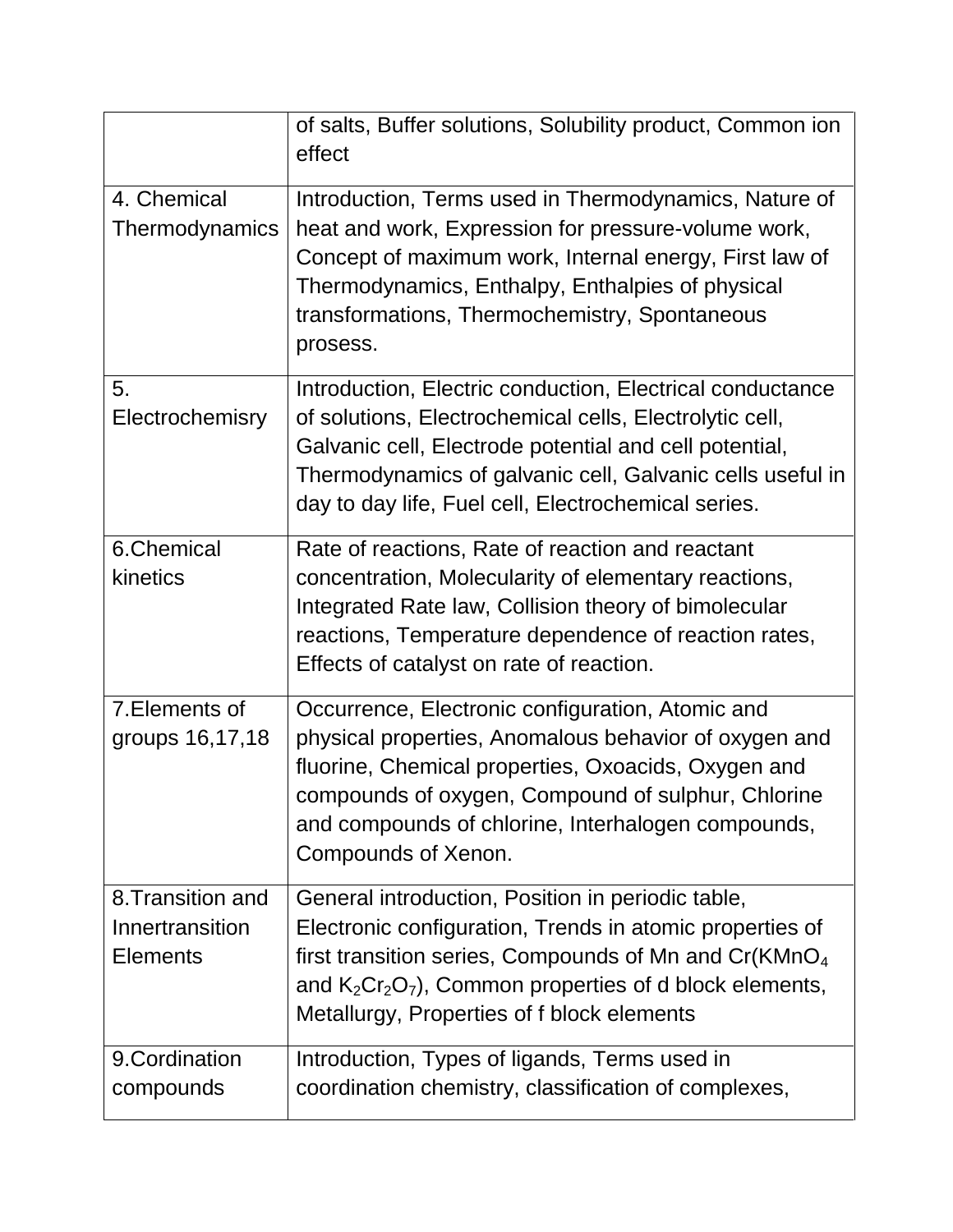| | |
|---|---|
| | of salts, Buffer solutions, Solubility product, Common ion effect |
| 4. Chemical Thermodynamics | Introduction, Terms used in Thermodynamics, Nature of heat and work, Expression for pressure-volume work, Concept of maximum work, Internal energy, First law of Thermodynamics, Enthalpy, Enthalpies of physical transformations, Thermochemistry, Spontaneous prosess. |
| 5. Electrochemisry | Introduction, Electric conduction, Electrical conductance of solutions, Electrochemical cells, Electrolytic cell, Galvanic cell, Electrode potential and cell potential, Thermodynamics of galvanic cell, Galvanic cells useful in day to day life, Fuel cell, Electrochemical series. |
| 6.Chemical kinetics | Rate of reactions, Rate of reaction and reactant concentration, Molecularity of elementary reactions, Integrated Rate law, Collision theory of bimolecular reactions, Temperature dependence of reaction rates, Effects of catalyst on rate of reaction. |
| 7.Elements of groups 16,17,18 | Occurrence, Electronic configuration, Atomic and physical properties, Anomalous behavior of oxygen and fluorine, Chemical properties, Oxoacids, Oxygen and compounds of oxygen, Compound of sulphur, Chlorine and compounds of chlorine, Interhalogen compounds, Compounds of Xenon. |
| 8.Transition and Innertransition Elements | General introduction, Position in periodic table, Electronic configuration, Trends in atomic properties of first transition series, Compounds of Mn and Cr($KMnO_4$ and $K_2Cr_2O_7$), Common properties of d block elements, Metallurgy, Properties of f block elements |
| 9.Cordination compounds | Introduction, Types of ligands, Terms used in coordination chemistry, classification of complexes, |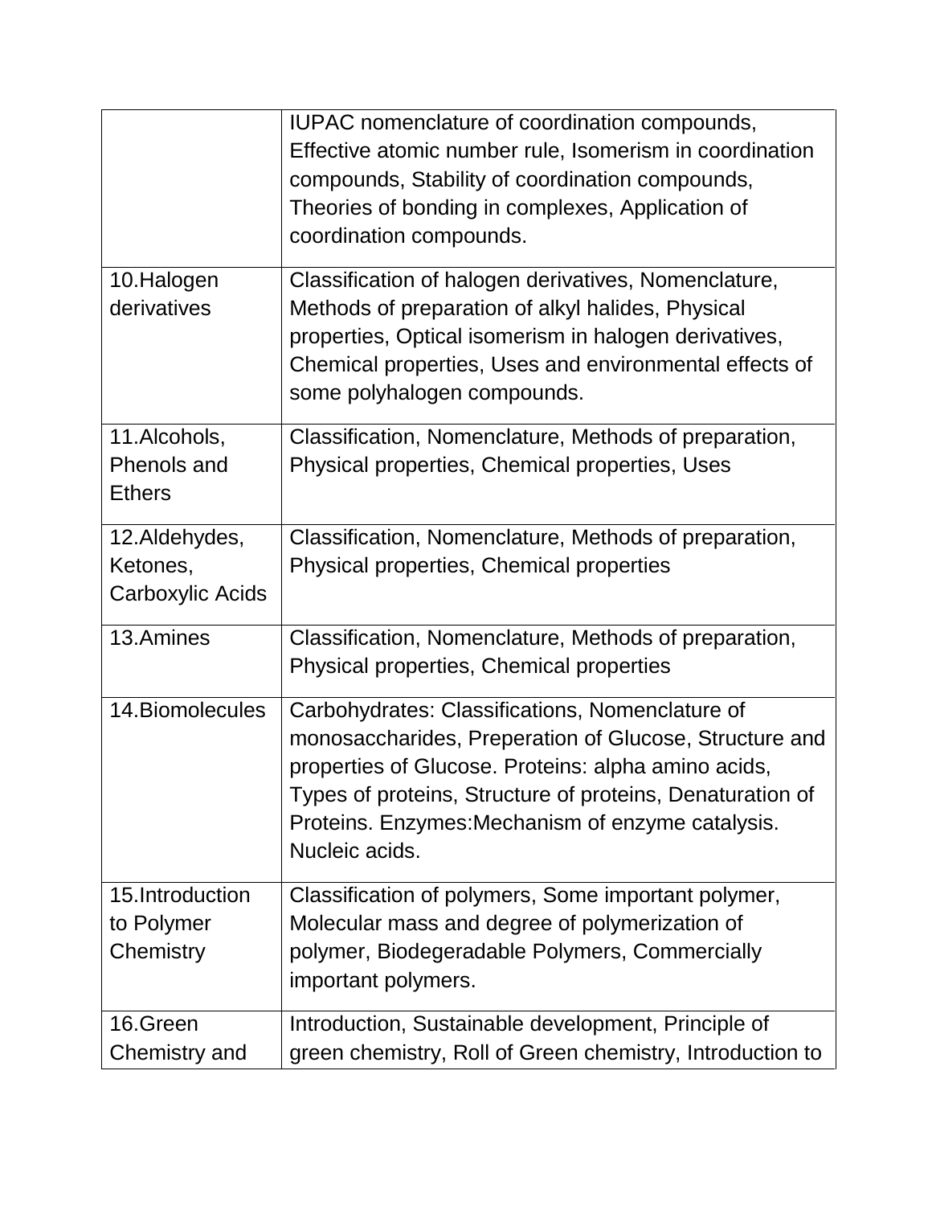| | |
|---|---|
| | IUPAC nomenclature of coordination compounds, Effective atomic number rule, Isomerism in coordination compounds, Stability of coordination compounds, Theories of bonding in complexes, Application of coordination compounds. |
| 10.Halogen derivatives | Classification of halogen derivatives, Nomenclature, Methods of preparation of alkyl halides, Physical properties, Optical isomerism in halogen derivatives, Chemical properties, Uses and environmental effects of some polyhalogen compounds. |
| 11.Alcohols, Phenols and Ethers | Classification, Nomenclature, Methods of preparation, Physical properties, Chemical properties, Uses |
| 12.Aldehydes, Ketones, Carboxylic Acids | Classification, Nomenclature, Methods of preparation, Physical properties, Chemical properties |
| 13.Amines | Classification, Nomenclature, Methods of preparation, Physical properties, Chemical properties |
| 14.Biomolecules | Carbohydrates: Classifications, Nomenclature of monosaccharides, Preperation of Glucose, Structure and properties of Glucose. Proteins: alpha amino acids, Types of proteins, Structure of proteins, Denaturation of Proteins. Enzymes:Mechanism of enzyme catalysis. Nucleic acids. |
| 15.Introduction to Polymer Chemistry | Classification of polymers, Some important polymer, Molecular mass and degree of polymerization of polymer, Biodegeradable Polymers, Commercially important polymers. |
| 16.Green Chemistry and | Introduction, Sustainable development, Principle of green chemistry, Roll of Green chemistry, Introduction to |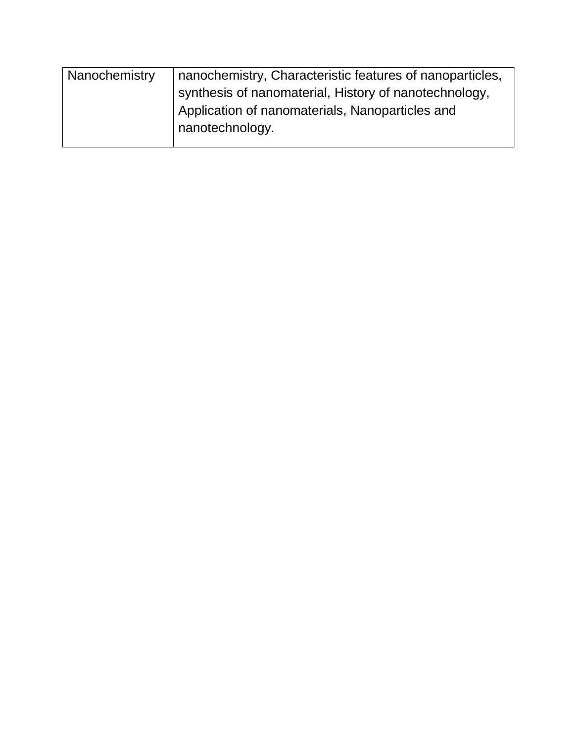| | |
|---|---|
| Nanochemistry | nanochemistry, Characteristic features of nanoparticles, synthesis of nanomaterial, History of nanotechnology, Application of nanomaterials, Nanoparticles and nanotechnology. |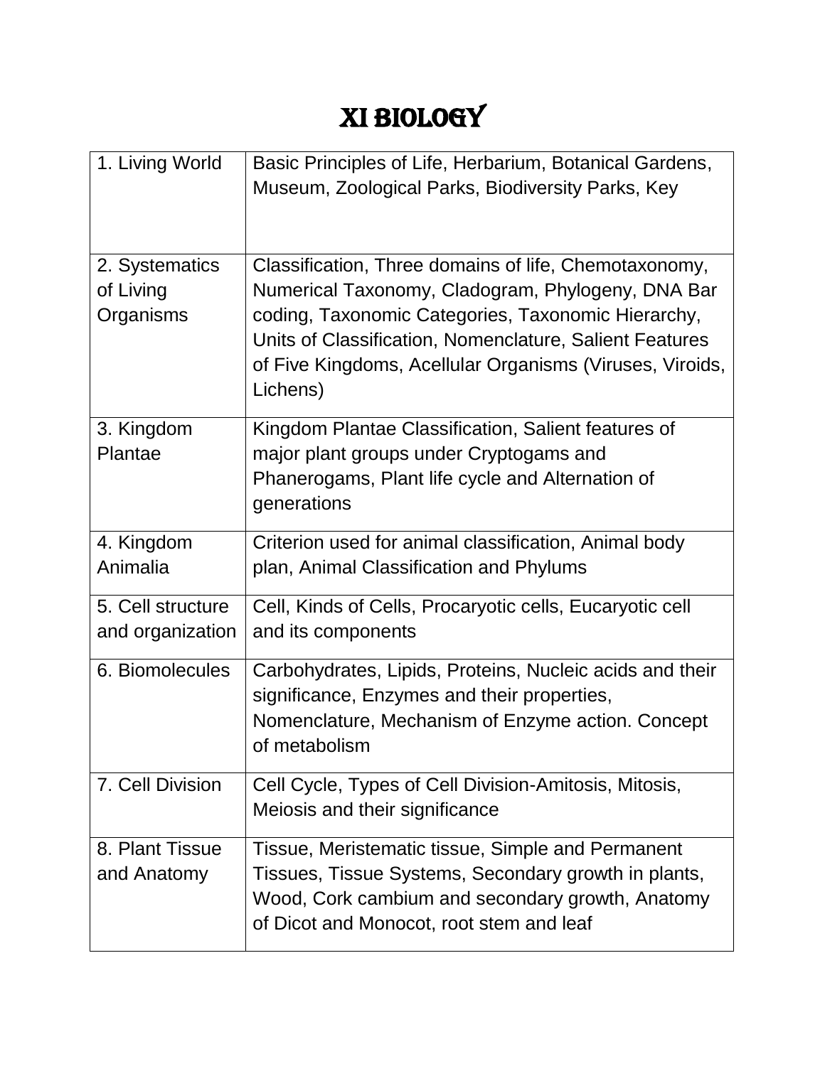# XI BIOLOGY

| | |
|---|---|
| 1. Living World | Basic Principles of Life, Herbarium, Botanical Gardens, Museum, Zoological Parks, Biodiversity Parks, Key |
| 2. Systematics of Living Organisms | Classification, Three domains of life, Chemotaxonomy, Numerical Taxonomy, Cladogram, Phylogeny, DNA Bar coding, Taxonomic Categories, Taxonomic Hierarchy, Units of Classification, Nomenclature, Salient Features of Five Kingdoms, Acellular Organisms (Viruses, Viroids, Lichens) |
| 3. Kingdom Plantae | Kingdom Plantae Classification, Salient features of major plant groups under Cryptogams and Phanerogams, Plant life cycle and Alternation of generations |
| 4. Kingdom Animalia | Criterion used for animal classification, Animal body plan, Animal Classification and Phylums |
| 5. Cell structure and organization | Cell, Kinds of Cells, Procaryotic cells, Eucaryotic cell and its components |
| 6. Biomolecules | Carbohydrates, Lipids, Proteins, Nucleic acids and their significance, Enzymes and their properties, Nomenclature, Mechanism of Enzyme action. Concept of metabolism |
| 7. Cell Division | Cell Cycle, Types of Cell Division-Amitosis, Mitosis, Meiosis and their significance |
| 8. Plant Tissue and Anatomy | Tissue, Meristematic tissue, Simple and Permanent Tissues, Tissue Systems, Secondary growth in plants, Wood, Cork cambium and secondary growth, Anatomy of Dicot and Monocot, root stem and leaf |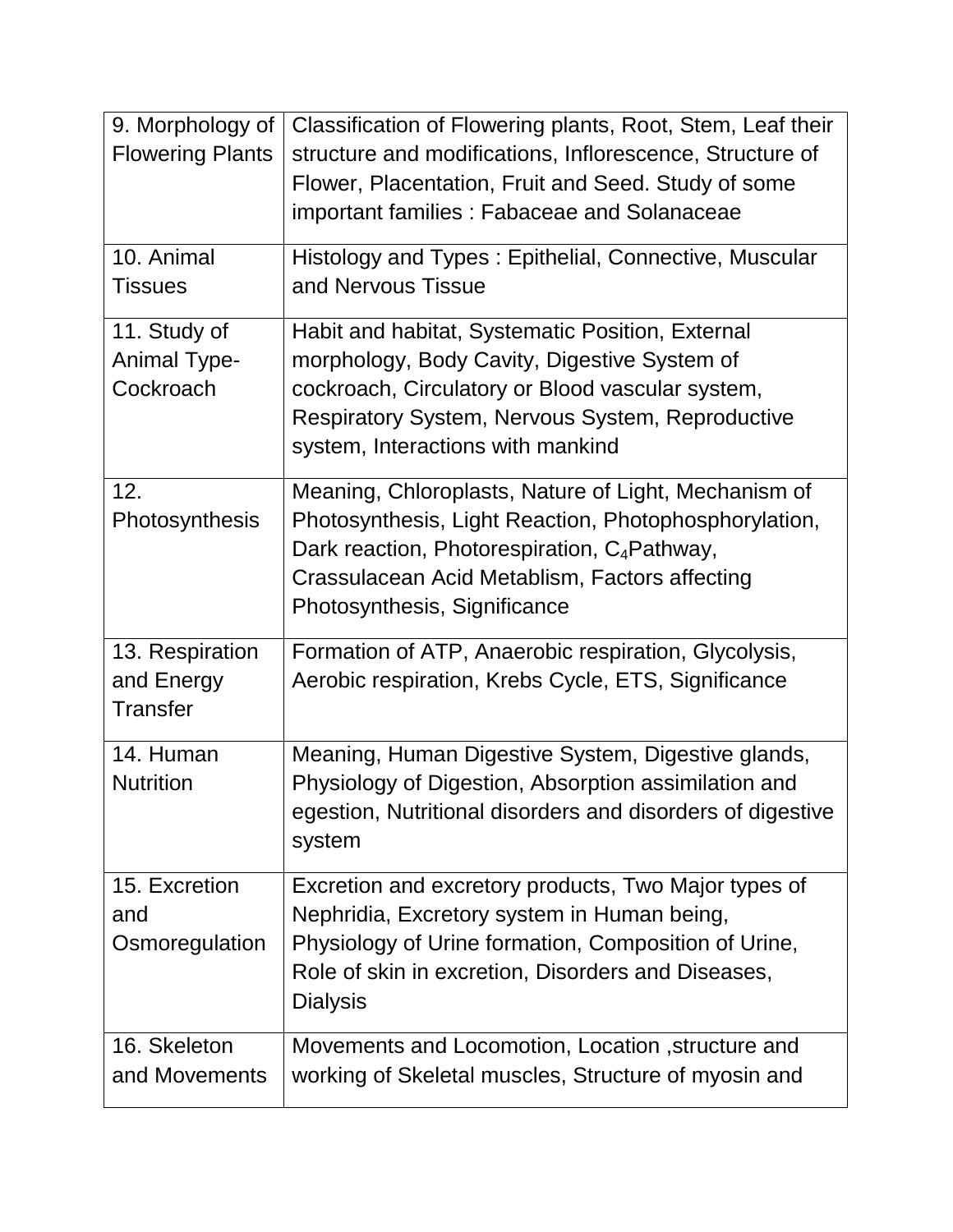| | |
|---|---|
| 9. Morphology of Flowering Plants | Classification of Flowering plants, Root, Stem, Leaf their structure and modifications, Inflorescence, Structure of Flower, Placentation, Fruit and Seed. Study of some important families : Fabaceae and Solanaceae |
| 10. Animal Tissues | Histology and Types : Epithelial, Connective, Muscular and Nervous Tissue |
| 11. Study of Animal Type-Cockroach | Habit and habitat, Systematic Position, External morphology, Body Cavity, Digestive System of cockroach, Circulatory or Blood vascular system, Respiratory System, Nervous System, Reproductive system, Interactions with mankind |
| 12. Photosynthesis | Meaning, Chloroplasts, Nature of Light, Mechanism of Photosynthesis, Light Reaction, Photophosphorylation, Dark reaction, Photorespiration, $C_4$Pathway, Crassulacean Acid Metablism, Factors affecting Photosynthesis, Significance |
| 13. Respiration and Energy Transfer | Formation of ATP, Anaerobic respiration, Glycolysis, Aerobic respiration, Krebs Cycle, ETS, Significance |
| 14. Human Nutrition | Meaning, Human Digestive System, Digestive glands, Physiology of Digestion, Absorption assimilation and egestion, Nutritional disorders and disorders of digestive system |
| 15. Excretion and Osmoregulation | Excretion and excretory products, Two Major types of Nephridia, Excretory system in Human being, Physiology of Urine formation, Composition of Urine, Role of skin in excretion, Disorders and Diseases, Dialysis |
| 16. Skeleton and Movements | Movements and Locomotion, Location ,structure and working of Skeletal muscles, Structure of myosin and |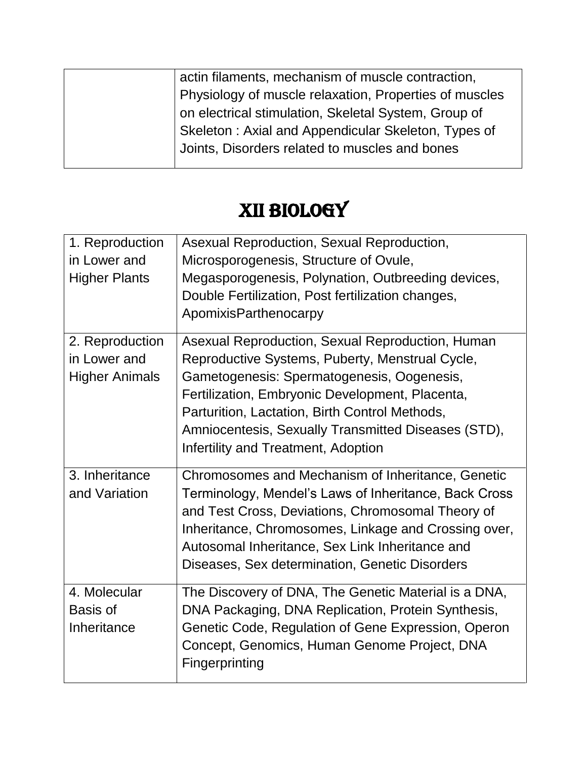| | |
|---|---|
| | actin filaments, mechanism of muscle contraction, Physiology of muscle relaxation, Properties of muscles on electrical stimulation, Skeletal System, Group of Skeleton : Axial and Appendicular Skeleton, Types of Joints, Disorders related to muscles and bones |

# XII BIOLOGY

| | |
|---|---|
| 1. Reproduction in Lower and Higher Plants | Asexual Reproduction, Sexual Reproduction, Microsporogenesis, Structure of Ovule, Megasporogenesis, Polynation, Outbreeding devices, Double Fertilization, Post fertilization changes, ApomixisParthenocarpy |
| 2. Reproduction in Lower and Higher Animals | Asexual Reproduction, Sexual Reproduction, Human Reproductive Systems, Puberty, Menstrual Cycle, Gametogenesis: Spermatogenesis, Oogenesis, Fertilization, Embryonic Development, Placenta, Parturition, Lactation, Birth Control Methods, Amniocentesis, Sexually Transmitted Diseases (STD), Infertility and Treatment, Adoption |
| 3. Inheritance and Variation | Chromosomes and Mechanism of Inheritance, Genetic Terminology, Mendel's Laws of Inheritance, Back Cross and Test Cross, Deviations, Chromosomal Theory of Inheritance, Chromosomes, Linkage and Crossing over, Autosomal Inheritance, Sex Link Inheritance and Diseases, Sex determination, Genetic Disorders |
| 4. Molecular Basis of Inheritance | The Discovery of DNA, The Genetic Material is a DNA, DNA Packaging, DNA Replication, Protein Synthesis, Genetic Code, Regulation of Gene Expression, Operon Concept, Genomics, Human Genome Project, DNA Fingerprinting |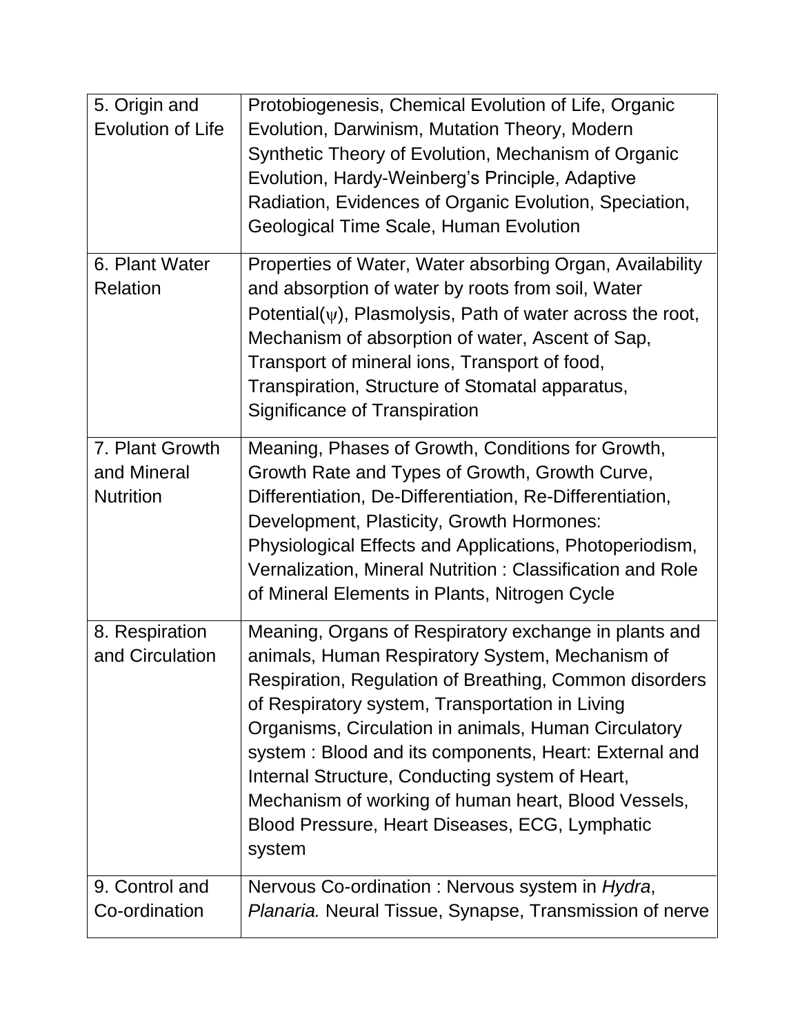| | |
|---|---|
| 5. Origin and Evolution of Life | Protobiogenesis, Chemical Evolution of Life, Organic Evolution, Darwinism, Mutation Theory, Modern Synthetic Theory of Evolution, Mechanism of Organic Evolution, Hardy-Weinberg’s Principle, Adaptive Radiation, Evidences of Organic Evolution, Speciation, Geological Time Scale, Human Evolution |
| 6. Plant Water Relation | Properties of Water, Water absorbing Organ, Availability and absorption of water by roots from soil, Water Potential($\psi$), Plasmolysis, Path of water across the root, Mechanism of absorption of water, Ascent of Sap, Transport of mineral ions, Transport of food, Transpiration, Structure of Stomatal apparatus, Significance of Transpiration |
| 7. Plant Growth and Mineral Nutrition | Meaning, Phases of Growth, Conditions for Growth, Growth Rate and Types of Growth, Growth Curve, Differentiation, De-Differentiation, Re-Differentiation, Development, Plasticity, Growth Hormones: Physiological Effects and Applications, Photoperiodism, Vernalization, Mineral Nutrition : Classification and Role of Mineral Elements in Plants, Nitrogen Cycle |
| 8. Respiration and Circulation | Meaning, Organs of Respiratory exchange in plants and animals, Human Respiratory System, Mechanism of Respiration, Regulation of Breathing, Common disorders of Respiratory system, Transportation in Living Organisms, Circulation in animals, Human Circulatory system : Blood and its components, Heart: External and Internal Structure, Conducting system of Heart, Mechanism of working of human heart, Blood Vessels, Blood Pressure, Heart Diseases, ECG, Lymphatic system |
| 9. Control and Co-ordination | Nervous Co-ordination : Nervous system in *Hydra*, *Planaria.* Neural Tissue, Synapse, Transmission of nerve |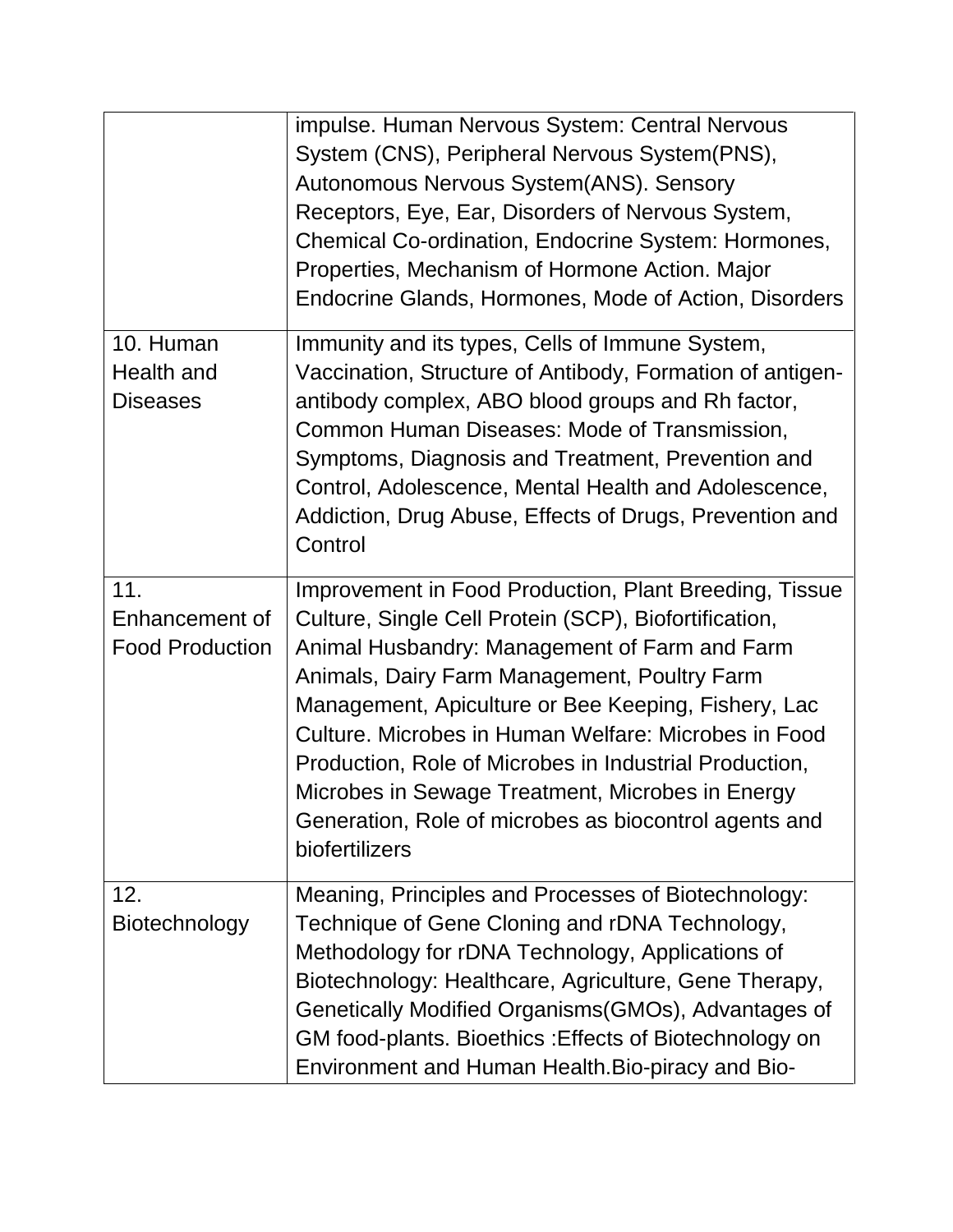| | |
|---|---|
| | impulse. Human Nervous System: Central Nervous System (CNS), Peripheral Nervous System(PNS), Autonomous Nervous System(ANS). Sensory Receptors, Eye, Ear, Disorders of Nervous System, Chemical Co-ordination, Endocrine System: Hormones, Properties, Mechanism of Hormone Action. Major Endocrine Glands, Hormones, Mode of Action, Disorders |
| 10. Human Health and Diseases | Immunity and its types, Cells of Immune System, Vaccination, Structure of Antibody, Formation of antigen-antibody complex, ABO blood groups and Rh factor, Common Human Diseases: Mode of Transmission, Symptoms, Diagnosis and Treatment, Prevention and Control, Adolescence, Mental Health and Adolescence, Addiction, Drug Abuse, Effects of Drugs, Prevention and Control |
| 11. Enhancement of Food Production | Improvement in Food Production, Plant Breeding, Tissue Culture, Single Cell Protein (SCP), Biofortification, Animal Husbandry: Management of Farm and Farm Animals, Dairy Farm Management, Poultry Farm Management, Apiculture or Bee Keeping, Fishery, Lac Culture. Microbes in Human Welfare: Microbes in Food Production, Role of Microbes in Industrial Production, Microbes in Sewage Treatment, Microbes in Energy Generation, Role of microbes as biocontrol agents and biofertilizers |
| 12. Biotechnology | Meaning, Principles and Processes of Biotechnology: Technique of Gene Cloning and rDNA Technology, Methodology for rDNA Technology, Applications of Biotechnology: Healthcare, Agriculture, Gene Therapy, Genetically Modified Organisms(GMOs), Advantages of GM food-plants. Bioethics :Effects of Biotechnology on Environment and Human Health.Bio-piracy and Bio- |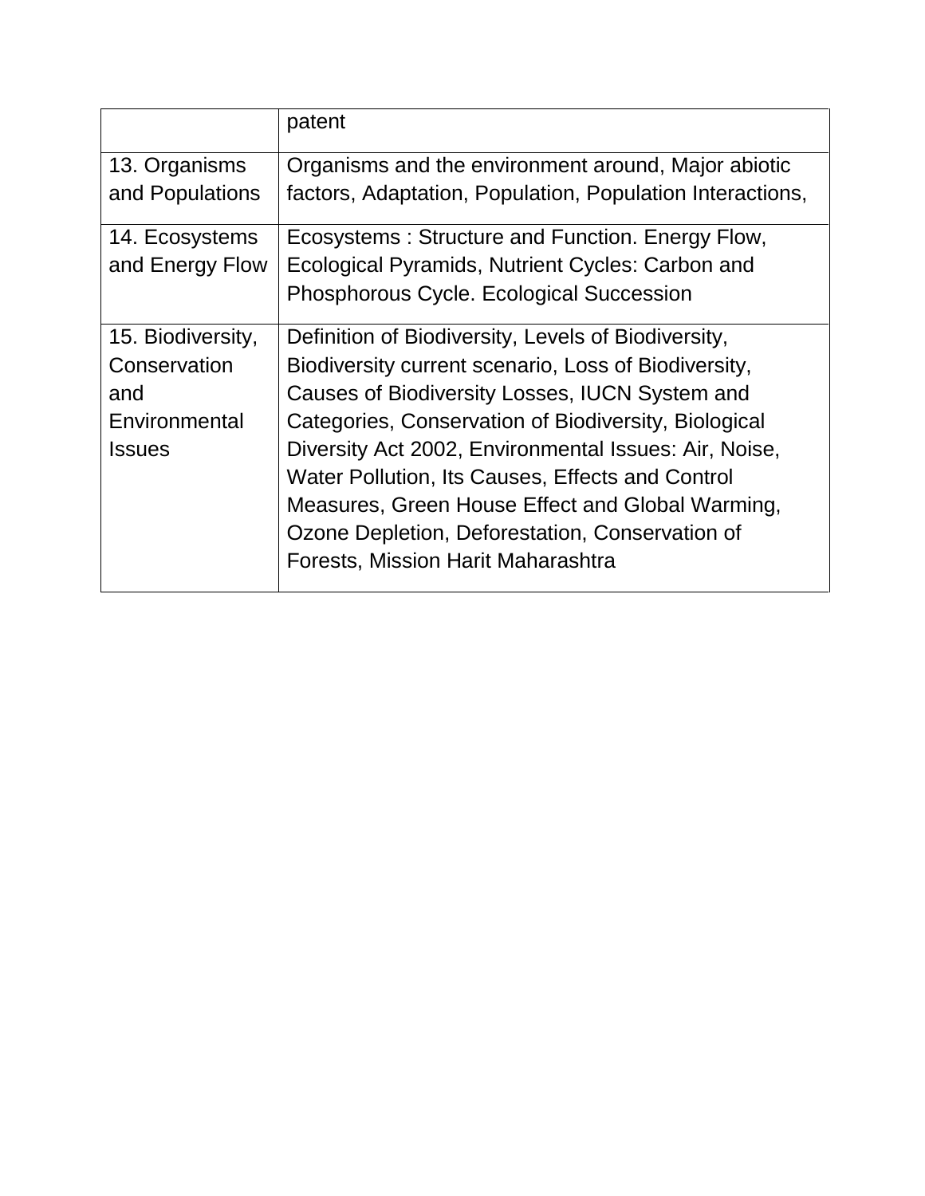| | |
|---|---|
| | patent |
| 13. Organisms and Populations | Organisms and the environment around, Major abiotic factors, Adaptation, Population, Population Interactions, |
| 14. Ecosystems and Energy Flow | Ecosystems : Structure and Function. Energy Flow, Ecological Pyramids, Nutrient Cycles: Carbon and Phosphorous Cycle. Ecological Succession |
| 15. Biodiversity, Conservation and Environmental Issues | Definition of Biodiversity, Levels of Biodiversity, Biodiversity current scenario, Loss of Biodiversity, Causes of Biodiversity Losses, IUCN System and Categories, Conservation of Biodiversity, Biological Diversity Act 2002, Environmental Issues: Air, Noise, Water Pollution, Its Causes, Effects and Control Measures, Green House Effect and Global Warming, Ozone Depletion, Deforestation, Conservation of Forests, Mission Harit Maharashtra |